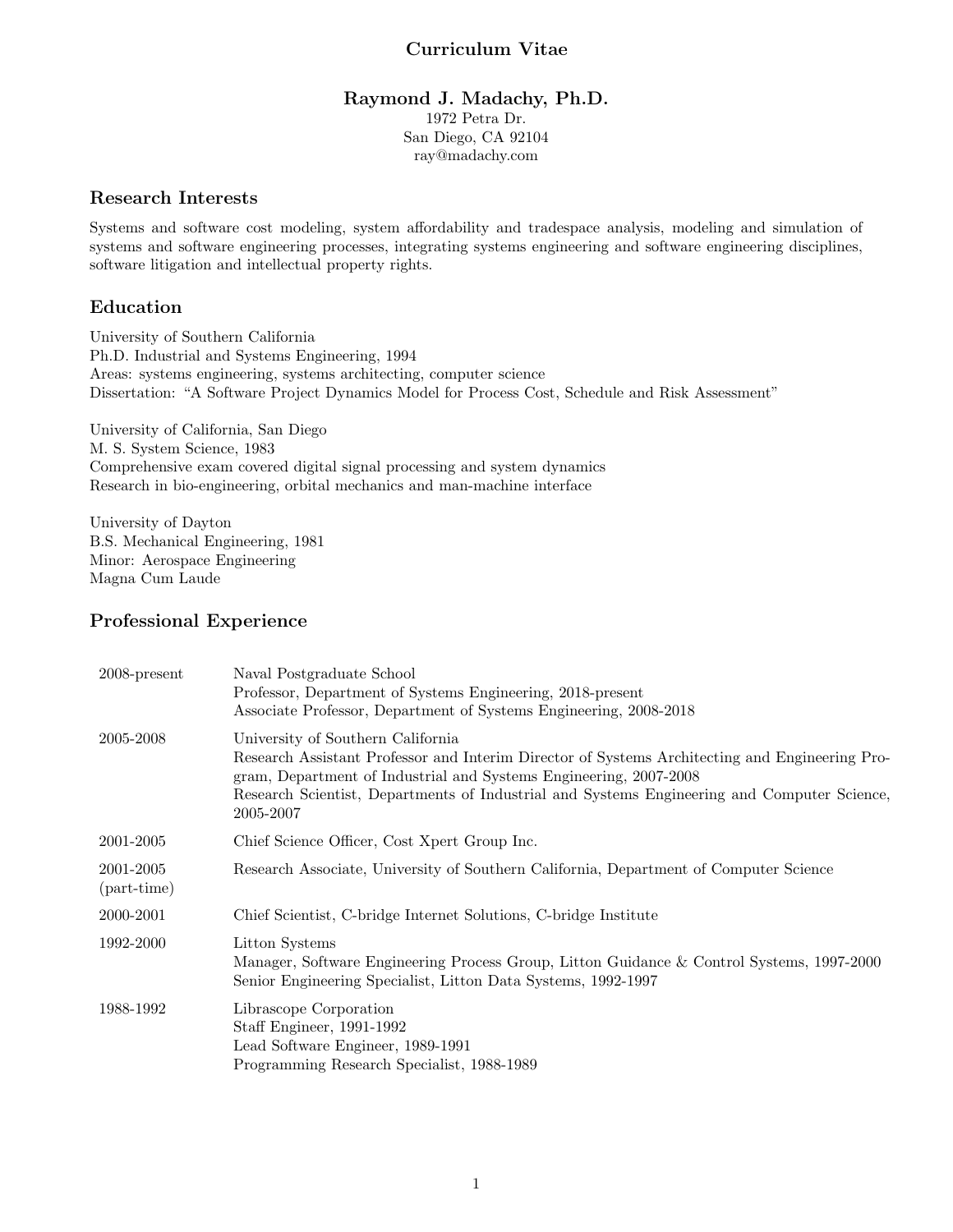# Curriculum Vitae

## Raymond J. Madachy, Ph.D.

1972 Petra Dr.
San Diego, CA 92104
ray@madachy.com

## Research Interests

Systems and software cost modeling, system affordability and tradespace analysis, modeling and simulation of systems and software engineering processes, integrating systems engineering and software engineering disciplines, software litigation and intellectual property rights.

## Education

University of Southern California
Ph.D. Industrial and Systems Engineering, 1994
Areas: systems engineering, systems architecting, computer science
Dissertation: "A Software Project Dynamics Model for Process Cost, Schedule and Risk Assessment"

University of California, San Diego
M. S. System Science, 1983
Comprehensive exam covered digital signal processing and system dynamics
Research in bio-engineering, orbital mechanics and man-machine interface

University of Dayton
B.S. Mechanical Engineering, 1981
Minor: Aerospace Engineering
Magna Cum Laude

## Professional Experience

| | |
|---|---|
| 2008-present | Naval Postgraduate School<br>Professor, Department of Systems Engineering, 2018-present<br>Associate Professor, Department of Systems Engineering, 2008-2018 |
| 2005-2008 | University of Southern California<br>Research Assistant Professor and Interim Director of Systems Architecting and Engineering Program, Department of Industrial and Systems Engineering, 2007-2008<br>Research Scientist, Departments of Industrial and Systems Engineering and Computer Science, 2005-2007 |
| 2001-2005 | Chief Science Officer, Cost Xpert Group Inc. |
| 2001-2005 (part-time) | Research Associate, University of Southern California, Department of Computer Science |
| 2000-2001 | Chief Scientist, C-bridge Internet Solutions, C-bridge Institute |
| 1992-2000 | Litton Systems<br>Manager, Software Engineering Process Group, Litton Guidance & Control Systems, 1997-2000<br>Senior Engineering Specialist, Litton Data Systems, 1992-1997 |
| 1988-1992 | Librascope Corporation<br>Staff Engineer, 1991-1992<br>Lead Software Engineer, 1989-1991<br>Programming Research Specialist, 1988-1989 |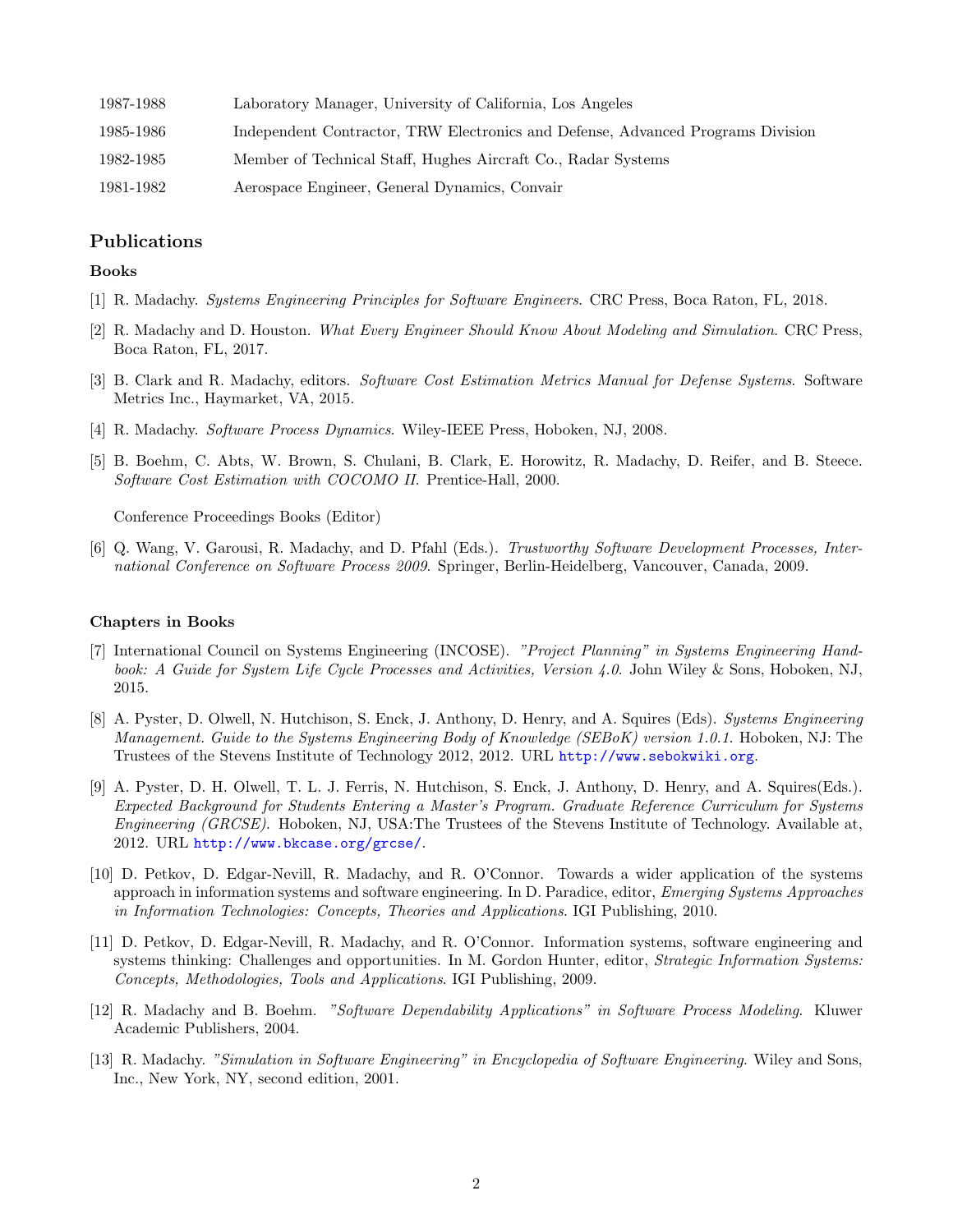| | |
|---|---|
| 1987-1988 | Laboratory Manager, University of California, Los Angeles |
| 1985-1986 | Independent Contractor, TRW Electronics and Defense, Advanced Programs Division |
| 1982-1985 | Member of Technical Staff, Hughes Aircraft Co., Radar Systems |
| 1981-1982 | Aerospace Engineer, General Dynamics, Convair |

## Publications

### Books

[1] R. Madachy. *Systems Engineering Principles for Software Engineers*. CRC Press, Boca Raton, FL, 2018.

[2] R. Madachy and D. Houston. *What Every Engineer Should Know About Modeling and Simulation*. CRC Press, Boca Raton, FL, 2017.

[3] B. Clark and R. Madachy, editors. *Software Cost Estimation Metrics Manual for Defense Systems*. Software Metrics Inc., Haymarket, VA, 2015.

[4] R. Madachy. *Software Process Dynamics*. Wiley-IEEE Press, Hoboken, NJ, 2008.

[5] B. Boehm, C. Abts, W. Brown, S. Chulani, B. Clark, E. Horowitz, R. Madachy, D. Reifer, and B. Steece. *Software Cost Estimation with COCOMO II*. Prentice-Hall, 2000.

Conference Proceedings Books (Editor)

[6] Q. Wang, V. Garousi, R. Madachy, and D. Pfahl (Eds.). *Trustworthy Software Development Processes, International Conference on Software Process 2009*. Springer, Berlin-Heidelberg, Vancouver, Canada, 2009.

### Chapters in Books

[7] International Council on Systems Engineering (INCOSE). *"Project Planning" in Systems Engineering Handbook: A Guide for System Life Cycle Processes and Activities, Version 4.0*. John Wiley & Sons, Hoboken, NJ, 2015.

[8] A. Pyster, D. Olwell, N. Hutchison, S. Enck, J. Anthony, D. Henry, and A. Squires (Eds). *Systems Engineering Management. Guide to the Systems Engineering Body of Knowledge (SEBoK) version 1.0.1*. Hoboken, NJ: The Trustees of the Stevens Institute of Technology 2012, 2012. URL http://www.sebokwiki.org.

[9] A. Pyster, D. H. Olwell, T. L. J. Ferris, N. Hutchison, S. Enck, J. Anthony, D. Henry, and A. Squires(Eds.). *Expected Background for Students Entering a Master's Program. Graduate Reference Curriculum for Systems Engineering (GRCSE)*. Hoboken, NJ, USA:The Trustees of the Stevens Institute of Technology. Available at, 2012. URL http://www.bkcase.org/grcse/.

[10] D. Petkov, D. Edgar-Nevill, R. Madachy, and R. O'Connor. Towards a wider application of the systems approach in information systems and software engineering. In D. Paradice, editor, *Emerging Systems Approaches in Information Technologies: Concepts, Theories and Applications*. IGI Publishing, 2010.

[11] D. Petkov, D. Edgar-Nevill, R. Madachy, and R. O'Connor. Information systems, software engineering and systems thinking: Challenges and opportunities. In M. Gordon Hunter, editor, *Strategic Information Systems: Concepts, Methodologies, Tools and Applications*. IGI Publishing, 2009.

[12] R. Madachy and B. Boehm. *"Software Dependability Applications" in Software Process Modeling*. Kluwer Academic Publishers, 2004.

[13] R. Madachy. *"Simulation in Software Engineering" in Encyclopedia of Software Engineering*. Wiley and Sons, Inc., New York, NY, second edition, 2001.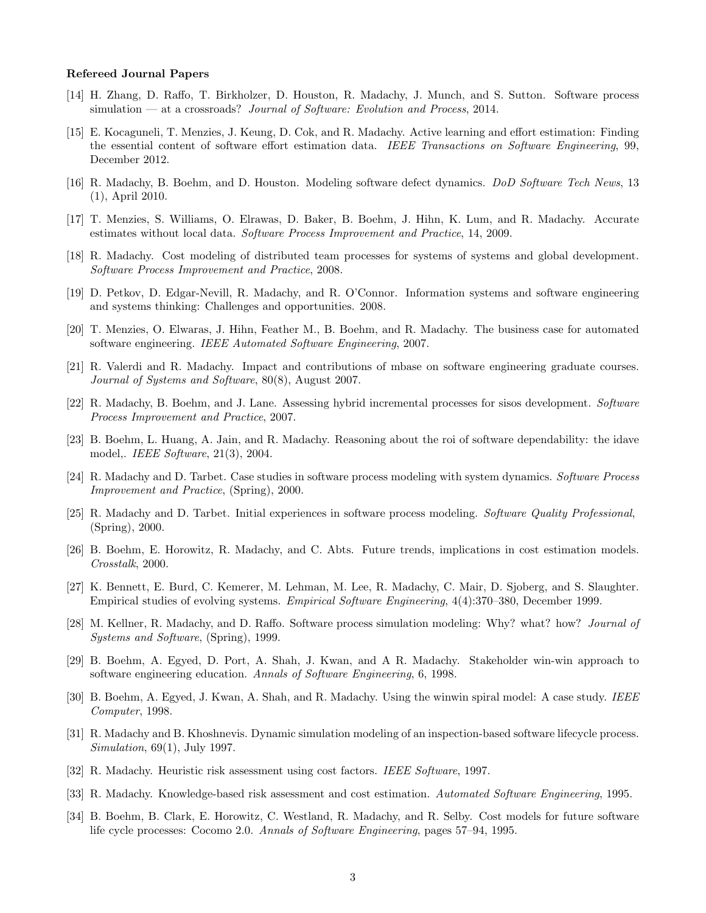**Refereed Journal Papers**

[14] H. Zhang, D. Raffo, T. Birkholzer, D. Houston, R. Madachy, J. Munch, and S. Sutton. Software process simulation — at a crossroads? *Journal of Software: Evolution and Process*, 2014.

[15] E. Kocaguneli, T. Menzies, J. Keung, D. Cok, and R. Madachy. Active learning and effort estimation: Finding the essential content of software effort estimation data. *IEEE Transactions on Software Engineering*, 99, December 2012.

[16] R. Madachy, B. Boehm, and D. Houston. Modeling software defect dynamics. *DoD Software Tech News*, 13 (1), April 2010.

[17] T. Menzies, S. Williams, O. Elrawas, D. Baker, B. Boehm, J. Hihn, K. Lum, and R. Madachy. Accurate estimates without local data. *Software Process Improvement and Practice*, 14, 2009.

[18] R. Madachy. Cost modeling of distributed team processes for systems of systems and global development. *Software Process Improvement and Practice*, 2008.

[19] D. Petkov, D. Edgar-Nevill, R. Madachy, and R. O'Connor. Information systems and software engineering and systems thinking: Challenges and opportunities. 2008.

[20] T. Menzies, O. Elwaras, J. Hihn, Feather M., B. Boehm, and R. Madachy. The business case for automated software engineering. *IEEE Automated Software Engineering*, 2007.

[21] R. Valerdi and R. Madachy. Impact and contributions of mbase on software engineering graduate courses. *Journal of Systems and Software*, 80(8), August 2007.

[22] R. Madachy, B. Boehm, and J. Lane. Assessing hybrid incremental processes for sisos development. *Software Process Improvement and Practice*, 2007.

[23] B. Boehm, L. Huang, A. Jain, and R. Madachy. Reasoning about the roi of software dependability: the idave model,. *IEEE Software*, 21(3), 2004.

[24] R. Madachy and D. Tarbet. Case studies in software process modeling with system dynamics. *Software Process Improvement and Practice*, (Spring), 2000.

[25] R. Madachy and D. Tarbet. Initial experiences in software process modeling. *Software Quality Professional*, (Spring), 2000.

[26] B. Boehm, E. Horowitz, R. Madachy, and C. Abts. Future trends, implications in cost estimation models. *Crosstalk*, 2000.

[27] K. Bennett, E. Burd, C. Kemerer, M. Lehman, M. Lee, R. Madachy, C. Mair, D. Sjoberg, and S. Slaughter. Empirical studies of evolving systems. *Empirical Software Engineering*, 4(4):370–380, December 1999.

[28] M. Kellner, R. Madachy, and D. Raffo. Software process simulation modeling: Why? what? how? *Journal of Systems and Software*, (Spring), 1999.

[29] B. Boehm, A. Egyed, D. Port, A. Shah, J. Kwan, and A R. Madachy. Stakeholder win-win approach to software engineering education. *Annals of Software Engineering*, 6, 1998.

[30] B. Boehm, A. Egyed, J. Kwan, A. Shah, and R. Madachy. Using the winwin spiral model: A case study. *IEEE Computer*, 1998.

[31] R. Madachy and B. Khoshnevis. Dynamic simulation modeling of an inspection-based software lifecycle process. *Simulation*, 69(1), July 1997.

[32] R. Madachy. Heuristic risk assessment using cost factors. *IEEE Software*, 1997.

[33] R. Madachy. Knowledge-based risk assessment and cost estimation. *Automated Software Engineering*, 1995.

[34] B. Boehm, B. Clark, E. Horowitz, C. Westland, R. Madachy, and R. Selby. Cost models for future software life cycle processes: Cocomo 2.0. *Annals of Software Engineering*, pages 57–94, 1995.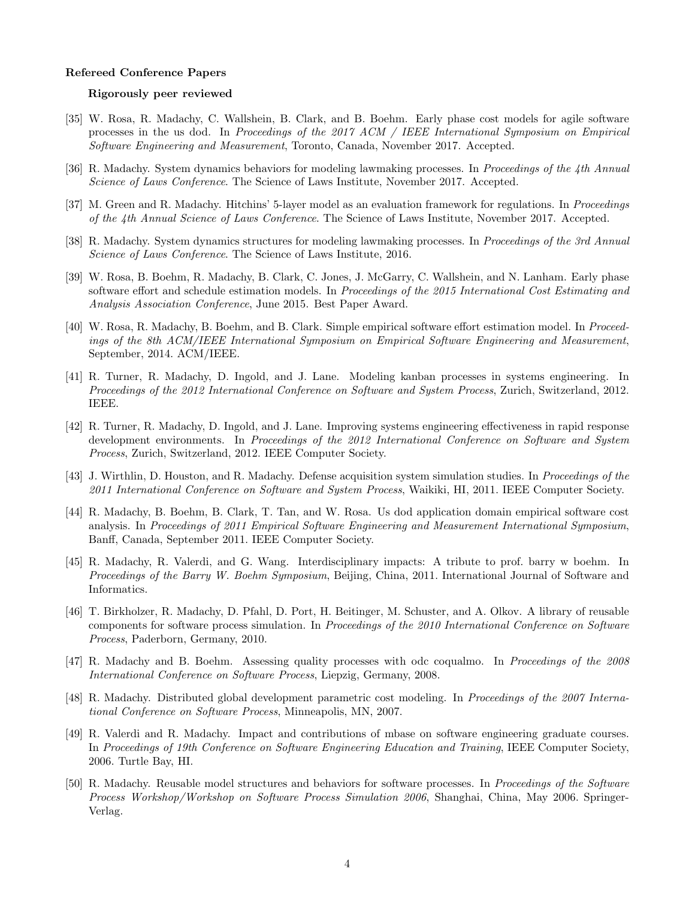**Refereed Conference Papers**

**Rigorously peer reviewed**

[35] W. Rosa, R. Madachy, C. Wallshein, B. Clark, and B. Boehm. Early phase cost models for agile software processes in the us dod. In *Proceedings of the 2017 ACM / IEEE International Symposium on Empirical Software Engineering and Measurement*, Toronto, Canada, November 2017. Accepted.

[36] R. Madachy. System dynamics behaviors for modeling lawmaking processes. In *Proceedings of the 4th Annual Science of Laws Conference*. The Science of Laws Institute, November 2017. Accepted.

[37] M. Green and R. Madachy. Hitchins' 5-layer model as an evaluation framework for regulations. In *Proceedings of the 4th Annual Science of Laws Conference*. The Science of Laws Institute, November 2017. Accepted.

[38] R. Madachy. System dynamics structures for modeling lawmaking processes. In *Proceedings of the 3rd Annual Science of Laws Conference*. The Science of Laws Institute, 2016.

[39] W. Rosa, B. Boehm, R. Madachy, B. Clark, C. Jones, J. McGarry, C. Wallshein, and N. Lanham. Early phase software effort and schedule estimation models. In *Proceedings of the 2015 International Cost Estimating and Analysis Association Conference*, June 2015. Best Paper Award.

[40] W. Rosa, R. Madachy, B. Boehm, and B. Clark. Simple empirical software effort estimation model. In *Proceedings of the 8th ACM/IEEE International Symposium on Empirical Software Engineering and Measurement*, September, 2014. ACM/IEEE.

[41] R. Turner, R. Madachy, D. Ingold, and J. Lane. Modeling kanban processes in systems engineering. In *Proceedings of the 2012 International Conference on Software and System Process*, Zurich, Switzerland, 2012. IEEE.

[42] R. Turner, R. Madachy, D. Ingold, and J. Lane. Improving systems engineering effectiveness in rapid response development environments. In *Proceedings of the 2012 International Conference on Software and System Process*, Zurich, Switzerland, 2012. IEEE Computer Society.

[43] J. Wirthlin, D. Houston, and R. Madachy. Defense acquisition system simulation studies. In *Proceedings of the 2011 International Conference on Software and System Process*, Waikiki, HI, 2011. IEEE Computer Society.

[44] R. Madachy, B. Boehm, B. Clark, T. Tan, and W. Rosa. Us dod application domain empirical software cost analysis. In *Proceedings of 2011 Empirical Software Engineering and Measurement International Symposium*, Banff, Canada, September 2011. IEEE Computer Society.

[45] R. Madachy, R. Valerdi, and G. Wang. Interdisciplinary impacts: A tribute to prof. barry w boehm. In *Proceedings of the Barry W. Boehm Symposium*, Beijing, China, 2011. International Journal of Software and Informatics.

[46] T. Birkholzer, R. Madachy, D. Pfahl, D. Port, H. Beitinger, M. Schuster, and A. Olkov. A library of reusable components for software process simulation. In *Proceedings of the 2010 International Conference on Software Process*, Paderborn, Germany, 2010.

[47] R. Madachy and B. Boehm. Assessing quality processes with odc coqualmo. In *Proceedings of the 2008 International Conference on Software Process*, Liepzig, Germany, 2008.

[48] R. Madachy. Distributed global development parametric cost modeling. In *Proceedings of the 2007 International Conference on Software Process*, Minneapolis, MN, 2007.

[49] R. Valerdi and R. Madachy. Impact and contributions of mbase on software engineering graduate courses. In *Proceedings of 19th Conference on Software Engineering Education and Training*, IEEE Computer Society, 2006. Turtle Bay, HI.

[50] R. Madachy. Reusable model structures and behaviors for software processes. In *Proceedings of the Software Process Workshop/Workshop on Software Process Simulation 2006*, Shanghai, China, May 2006. Springer-Verlag.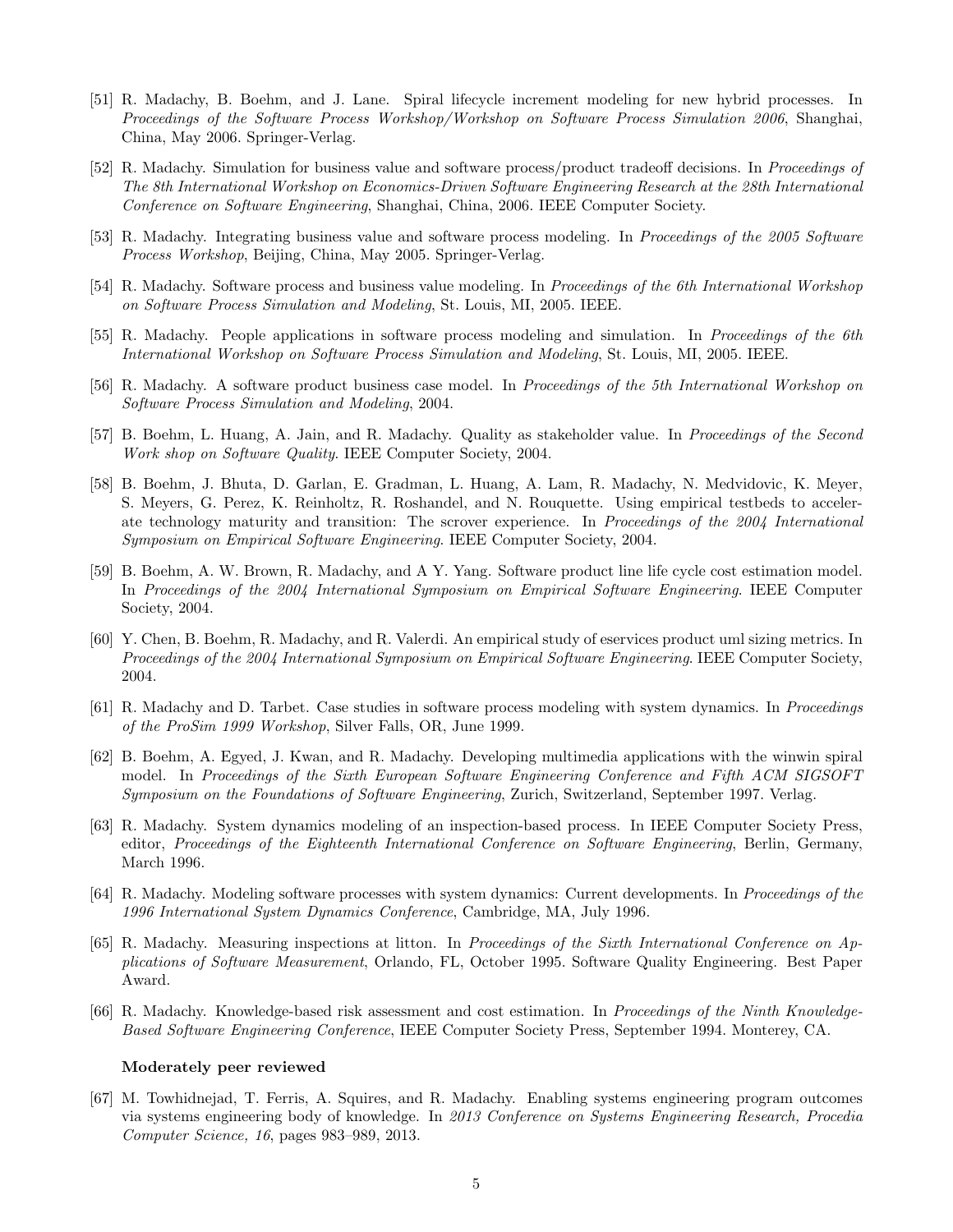[51] R. Madachy, B. Boehm, and J. Lane. Spiral lifecycle increment modeling for new hybrid processes. In *Proceedings of the Software Process Workshop/Workshop on Software Process Simulation 2006*, Shanghai, China, May 2006. Springer-Verlag.

[52] R. Madachy. Simulation for business value and software process/product tradeoff decisions. In *Proceedings of The 8th International Workshop on Economics-Driven Software Engineering Research at the 28th International Conference on Software Engineering*, Shanghai, China, 2006. IEEE Computer Society.

[53] R. Madachy. Integrating business value and software process modeling. In *Proceedings of the 2005 Software Process Workshop*, Beijing, China, May 2005. Springer-Verlag.

[54] R. Madachy. Software process and business value modeling. In *Proceedings of the 6th International Workshop on Software Process Simulation and Modeling*, St. Louis, MI, 2005. IEEE.

[55] R. Madachy. People applications in software process modeling and simulation. In *Proceedings of the 6th International Workshop on Software Process Simulation and Modeling*, St. Louis, MI, 2005. IEEE.

[56] R. Madachy. A software product business case model. In *Proceedings of the 5th International Workshop on Software Process Simulation and Modeling*, 2004.

[57] B. Boehm, L. Huang, A. Jain, and R. Madachy. Quality as stakeholder value. In *Proceedings of the Second Work shop on Software Quality*. IEEE Computer Society, 2004.

[58] B. Boehm, J. Bhuta, D. Garlan, E. Gradman, L. Huang, A. Lam, R. Madachy, N. Medvidovic, K. Meyer, S. Meyers, G. Perez, K. Reinholtz, R. Roshandel, and N. Rouquette. Using empirical testbeds to accelerate technology maturity and transition: The scrover experience. In *Proceedings of the 2004 International Symposium on Empirical Software Engineering*. IEEE Computer Society, 2004.

[59] B. Boehm, A. W. Brown, R. Madachy, and A Y. Yang. Software product line life cycle cost estimation model. In *Proceedings of the 2004 International Symposium on Empirical Software Engineering*. IEEE Computer Society, 2004.

[60] Y. Chen, B. Boehm, R. Madachy, and R. Valerdi. An empirical study of eservices product uml sizing metrics. In *Proceedings of the 2004 International Symposium on Empirical Software Engineering*. IEEE Computer Society, 2004.

[61] R. Madachy and D. Tarbet. Case studies in software process modeling with system dynamics. In *Proceedings of the ProSim 1999 Workshop*, Silver Falls, OR, June 1999.

[62] B. Boehm, A. Egyed, J. Kwan, and R. Madachy. Developing multimedia applications with the winwin spiral model. In *Proceedings of the Sixth European Software Engineering Conference and Fifth ACM SIGSOFT Symposium on the Foundations of Software Engineering*, Zurich, Switzerland, September 1997. Verlag.

[63] R. Madachy. System dynamics modeling of an inspection-based process. In IEEE Computer Society Press, editor, *Proceedings of the Eighteenth International Conference on Software Engineering*, Berlin, Germany, March 1996.

[64] R. Madachy. Modeling software processes with system dynamics: Current developments. In *Proceedings of the 1996 International System Dynamics Conference*, Cambridge, MA, July 1996.

[65] R. Madachy. Measuring inspections at litton. In *Proceedings of the Sixth International Conference on Applications of Software Measurement*, Orlando, FL, October 1995. Software Quality Engineering. Best Paper Award.

[66] R. Madachy. Knowledge-based risk assessment and cost estimation. In *Proceedings of the Ninth Knowledge-Based Software Engineering Conference*, IEEE Computer Society Press, September 1994. Monterey, CA.

**Moderately peer reviewed**

[67] M. Towhidnejad, T. Ferris, A. Squires, and R. Madachy. Enabling systems engineering program outcomes via systems engineering body of knowledge. In *2013 Conference on Systems Engineering Research, Procedia Computer Science, 16*, pages 983–989, 2013.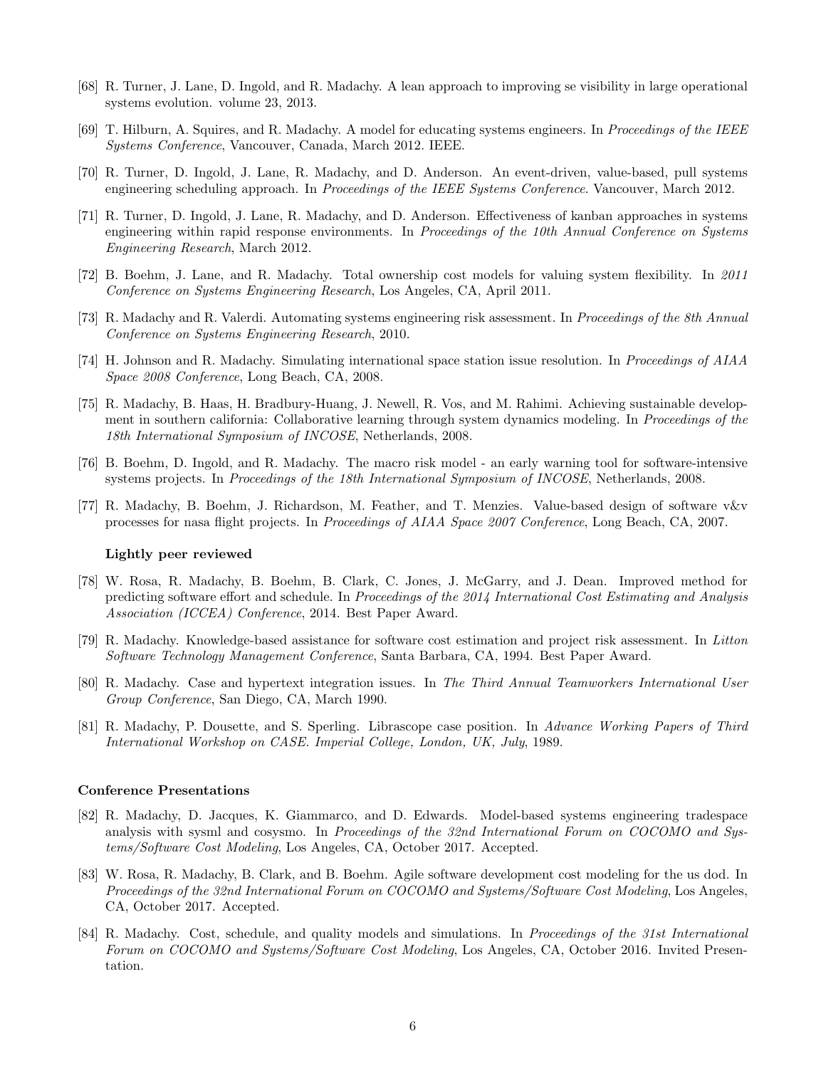[68] R. Turner, J. Lane, D. Ingold, and R. Madachy. A lean approach to improving se visibility in large operational systems evolution. volume 23, 2013.

[69] T. Hilburn, A. Squires, and R. Madachy. A model for educating systems engineers. In *Proceedings of the IEEE Systems Conference*, Vancouver, Canada, March 2012. IEEE.

[70] R. Turner, D. Ingold, J. Lane, R. Madachy, and D. Anderson. An event-driven, value-based, pull systems engineering scheduling approach. In *Proceedings of the IEEE Systems Conference*. Vancouver, March 2012.

[71] R. Turner, D. Ingold, J. Lane, R. Madachy, and D. Anderson. Effectiveness of kanban approaches in systems engineering within rapid response environments. In *Proceedings of the 10th Annual Conference on Systems Engineering Research*, March 2012.

[72] B. Boehm, J. Lane, and R. Madachy. Total ownership cost models for valuing system flexibility. In *2011 Conference on Systems Engineering Research*, Los Angeles, CA, April 2011.

[73] R. Madachy and R. Valerdi. Automating systems engineering risk assessment. In *Proceedings of the 8th Annual Conference on Systems Engineering Research*, 2010.

[74] H. Johnson and R. Madachy. Simulating international space station issue resolution. In *Proceedings of AIAA Space 2008 Conference*, Long Beach, CA, 2008.

[75] R. Madachy, B. Haas, H. Bradbury-Huang, J. Newell, R. Vos, and M. Rahimi. Achieving sustainable development in southern california: Collaborative learning through system dynamics modeling. In *Proceedings of the 18th International Symposium of INCOSE*, Netherlands, 2008.

[76] B. Boehm, D. Ingold, and R. Madachy. The macro risk model - an early warning tool for software-intensive systems projects. In *Proceedings of the 18th International Symposium of INCOSE*, Netherlands, 2008.

[77] R. Madachy, B. Boehm, J. Richardson, M. Feather, and T. Menzies. Value-based design of software v&v processes for nasa flight projects. In *Proceedings of AIAA Space 2007 Conference*, Long Beach, CA, 2007.

**Lightly peer reviewed**

[78] W. Rosa, R. Madachy, B. Boehm, B. Clark, C. Jones, J. McGarry, and J. Dean. Improved method for predicting software effort and schedule. In *Proceedings of the 2014 International Cost Estimating and Analysis Association (ICCEA) Conference*, 2014. Best Paper Award.

[79] R. Madachy. Knowledge-based assistance for software cost estimation and project risk assessment. In *Litton Software Technology Management Conference*, Santa Barbara, CA, 1994. Best Paper Award.

[80] R. Madachy. Case and hypertext integration issues. In *The Third Annual Teamworkers International User Group Conference*, San Diego, CA, March 1990.

[81] R. Madachy, P. Dousette, and S. Sperling. Librascope case position. In *Advance Working Papers of Third International Workshop on CASE. Imperial College, London, UK, July*, 1989.

### Conference Presentations

[82] R. Madachy, D. Jacques, K. Giammarco, and D. Edwards. Model-based systems engineering tradespace analysis with sysml and cosysmo. In *Proceedings of the 32nd International Forum on COCOMO and Systems/Software Cost Modeling*, Los Angeles, CA, October 2017. Accepted.

[83] W. Rosa, R. Madachy, B. Clark, and B. Boehm. Agile software development cost modeling for the us dod. In *Proceedings of the 32nd International Forum on COCOMO and Systems/Software Cost Modeling*, Los Angeles, CA, October 2017. Accepted.

[84] R. Madachy. Cost, schedule, and quality models and simulations. In *Proceedings of the 31st International Forum on COCOMO and Systems/Software Cost Modeling*, Los Angeles, CA, October 2016. Invited Presentation.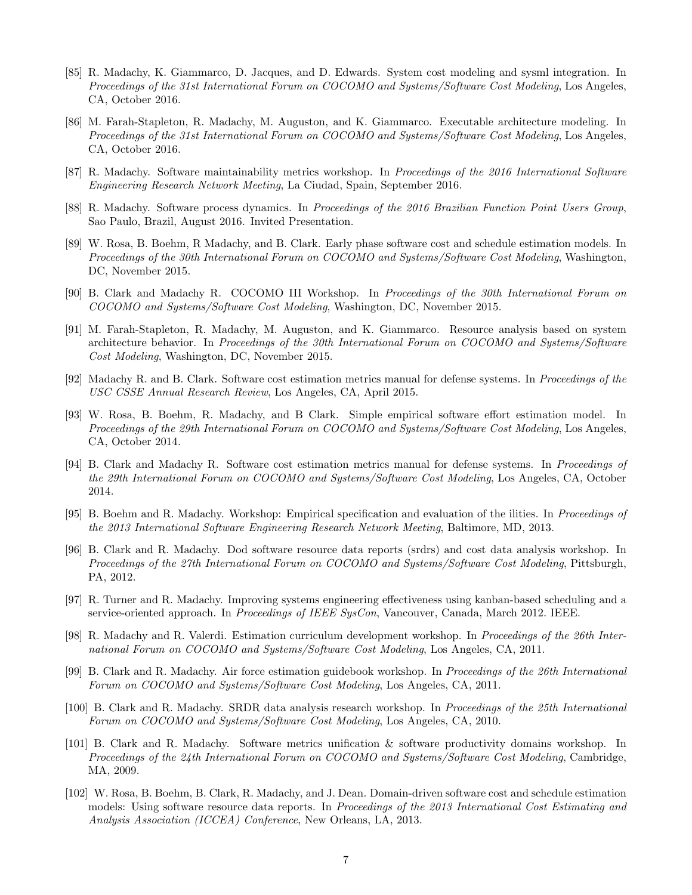[85] R. Madachy, K. Giammarco, D. Jacques, and D. Edwards. System cost modeling and sysml integration. In *Proceedings of the 31st International Forum on COCOMO and Systems/Software Cost Modeling*, Los Angeles, CA, October 2016.

[86] M. Farah-Stapleton, R. Madachy, M. Auguston, and K. Giammarco. Executable architecture modeling. In *Proceedings of the 31st International Forum on COCOMO and Systems/Software Cost Modeling*, Los Angeles, CA, October 2016.

[87] R. Madachy. Software maintainability metrics workshop. In *Proceedings of the 2016 International Software Engineering Research Network Meeting*, La Ciudad, Spain, September 2016.

[88] R. Madachy. Software process dynamics. In *Proceedings of the 2016 Brazilian Function Point Users Group*, Sao Paulo, Brazil, August 2016. Invited Presentation.

[89] W. Rosa, B. Boehm, R Madachy, and B. Clark. Early phase software cost and schedule estimation models. In *Proceedings of the 30th International Forum on COCOMO and Systems/Software Cost Modeling*, Washington, DC, November 2015.

[90] B. Clark and Madachy R. COCOMO III Workshop. In *Proceedings of the 30th International Forum on COCOMO and Systems/Software Cost Modeling*, Washington, DC, November 2015.

[91] M. Farah-Stapleton, R. Madachy, M. Auguston, and K. Giammarco. Resource analysis based on system architecture behavior. In *Proceedings of the 30th International Forum on COCOMO and Systems/Software Cost Modeling*, Washington, DC, November 2015.

[92] Madachy R. and B. Clark. Software cost estimation metrics manual for defense systems. In *Proceedings of the USC CSSE Annual Research Review*, Los Angeles, CA, April 2015.

[93] W. Rosa, B. Boehm, R. Madachy, and B Clark. Simple empirical software effort estimation model. In *Proceedings of the 29th International Forum on COCOMO and Systems/Software Cost Modeling*, Los Angeles, CA, October 2014.

[94] B. Clark and Madachy R. Software cost estimation metrics manual for defense systems. In *Proceedings of the 29th International Forum on COCOMO and Systems/Software Cost Modeling*, Los Angeles, CA, October 2014.

[95] B. Boehm and R. Madachy. Workshop: Empirical specification and evaluation of the ilities. In *Proceedings of the 2013 International Software Engineering Research Network Meeting*, Baltimore, MD, 2013.

[96] B. Clark and R. Madachy. Dod software resource data reports (srdrs) and cost data analysis workshop. In *Proceedings of the 27th International Forum on COCOMO and Systems/Software Cost Modeling*, Pittsburgh, PA, 2012.

[97] R. Turner and R. Madachy. Improving systems engineering effectiveness using kanban-based scheduling and a service-oriented approach. In *Proceedings of IEEE SysCon*, Vancouver, Canada, March 2012. IEEE.

[98] R. Madachy and R. Valerdi. Estimation curriculum development workshop. In *Proceedings of the 26th International Forum on COCOMO and Systems/Software Cost Modeling*, Los Angeles, CA, 2011.

[99] B. Clark and R. Madachy. Air force estimation guidebook workshop. In *Proceedings of the 26th International Forum on COCOMO and Systems/Software Cost Modeling*, Los Angeles, CA, 2011.

[100] B. Clark and R. Madachy. SRDR data analysis research workshop. In *Proceedings of the 25th International Forum on COCOMO and Systems/Software Cost Modeling*, Los Angeles, CA, 2010.

[101] B. Clark and R. Madachy. Software metrics unification & software productivity domains workshop. In *Proceedings of the 24th International Forum on COCOMO and Systems/Software Cost Modeling*, Cambridge, MA, 2009.

[102] W. Rosa, B. Boehm, B. Clark, R. Madachy, and J. Dean. Domain-driven software cost and schedule estimation models: Using software resource data reports. In *Proceedings of the 2013 International Cost Estimating and Analysis Association (ICCEA) Conference*, New Orleans, LA, 2013.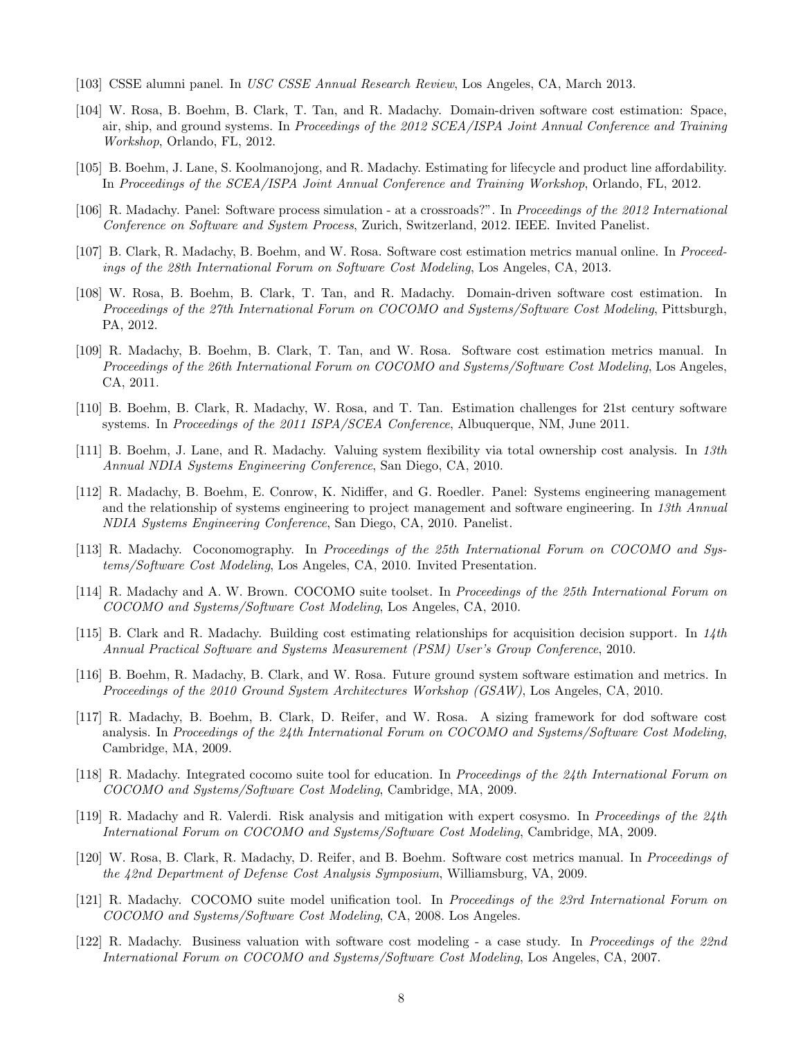[103] CSSE alumni panel. In *USC CSSE Annual Research Review*, Los Angeles, CA, March 2013.

[104] W. Rosa, B. Boehm, B. Clark, T. Tan, and R. Madachy. Domain-driven software cost estimation: Space, air, ship, and ground systems. In *Proceedings of the 2012 SCEA/ISPA Joint Annual Conference and Training Workshop*, Orlando, FL, 2012.

[105] B. Boehm, J. Lane, S. Koolmanojong, and R. Madachy. Estimating for lifecycle and product line affordability. In *Proceedings of the SCEA/ISPA Joint Annual Conference and Training Workshop*, Orlando, FL, 2012.

[106] R. Madachy. Panel: Software process simulation - at a crossroads?". In *Proceedings of the 2012 International Conference on Software and System Process*, Zurich, Switzerland, 2012. IEEE. Invited Panelist.

[107] B. Clark, R. Madachy, B. Boehm, and W. Rosa. Software cost estimation metrics manual online. In *Proceedings of the 28th International Forum on Software Cost Modeling*, Los Angeles, CA, 2013.

[108] W. Rosa, B. Boehm, B. Clark, T. Tan, and R. Madachy. Domain-driven software cost estimation. In *Proceedings of the 27th International Forum on COCOMO and Systems/Software Cost Modeling*, Pittsburgh, PA, 2012.

[109] R. Madachy, B. Boehm, B. Clark, T. Tan, and W. Rosa. Software cost estimation metrics manual. In *Proceedings of the 26th International Forum on COCOMO and Systems/Software Cost Modeling*, Los Angeles, CA, 2011.

[110] B. Boehm, B. Clark, R. Madachy, W. Rosa, and T. Tan. Estimation challenges for 21st century software systems. In *Proceedings of the 2011 ISPA/SCEA Conference*, Albuquerque, NM, June 2011.

[111] B. Boehm, J. Lane, and R. Madachy. Valuing system flexibility via total ownership cost analysis. In *13th Annual NDIA Systems Engineering Conference*, San Diego, CA, 2010.

[112] R. Madachy, B. Boehm, E. Conrow, K. Nidiffer, and G. Roedler. Panel: Systems engineering management and the relationship of systems engineering to project management and software engineering. In *13th Annual NDIA Systems Engineering Conference*, San Diego, CA, 2010. Panelist.

[113] R. Madachy. Coconomography. In *Proceedings of the 25th International Forum on COCOMO and Systems/Software Cost Modeling*, Los Angeles, CA, 2010. Invited Presentation.

[114] R. Madachy and A. W. Brown. COCOMO suite toolset. In *Proceedings of the 25th International Forum on COCOMO and Systems/Software Cost Modeling*, Los Angeles, CA, 2010.

[115] B. Clark and R. Madachy. Building cost estimating relationships for acquisition decision support. In *14th Annual Practical Software and Systems Measurement (PSM) User's Group Conference*, 2010.

[116] B. Boehm, R. Madachy, B. Clark, and W. Rosa. Future ground system software estimation and metrics. In *Proceedings of the 2010 Ground System Architectures Workshop (GSAW)*, Los Angeles, CA, 2010.

[117] R. Madachy, B. Boehm, B. Clark, D. Reifer, and W. Rosa. A sizing framework for dod software cost analysis. In *Proceedings of the 24th International Forum on COCOMO and Systems/Software Cost Modeling*, Cambridge, MA, 2009.

[118] R. Madachy. Integrated cocomo suite tool for education. In *Proceedings of the 24th International Forum on COCOMO and Systems/Software Cost Modeling*, Cambridge, MA, 2009.

[119] R. Madachy and R. Valerdi. Risk analysis and mitigation with expert cosysmo. In *Proceedings of the 24th International Forum on COCOMO and Systems/Software Cost Modeling*, Cambridge, MA, 2009.

[120] W. Rosa, B. Clark, R. Madachy, D. Reifer, and B. Boehm. Software cost metrics manual. In *Proceedings of the 42nd Department of Defense Cost Analysis Symposium*, Williamsburg, VA, 2009.

[121] R. Madachy. COCOMO suite model unification tool. In *Proceedings of the 23rd International Forum on COCOMO and Systems/Software Cost Modeling*, CA, 2008. Los Angeles.

[122] R. Madachy. Business valuation with software cost modeling - a case study. In *Proceedings of the 22nd International Forum on COCOMO and Systems/Software Cost Modeling*, Los Angeles, CA, 2007.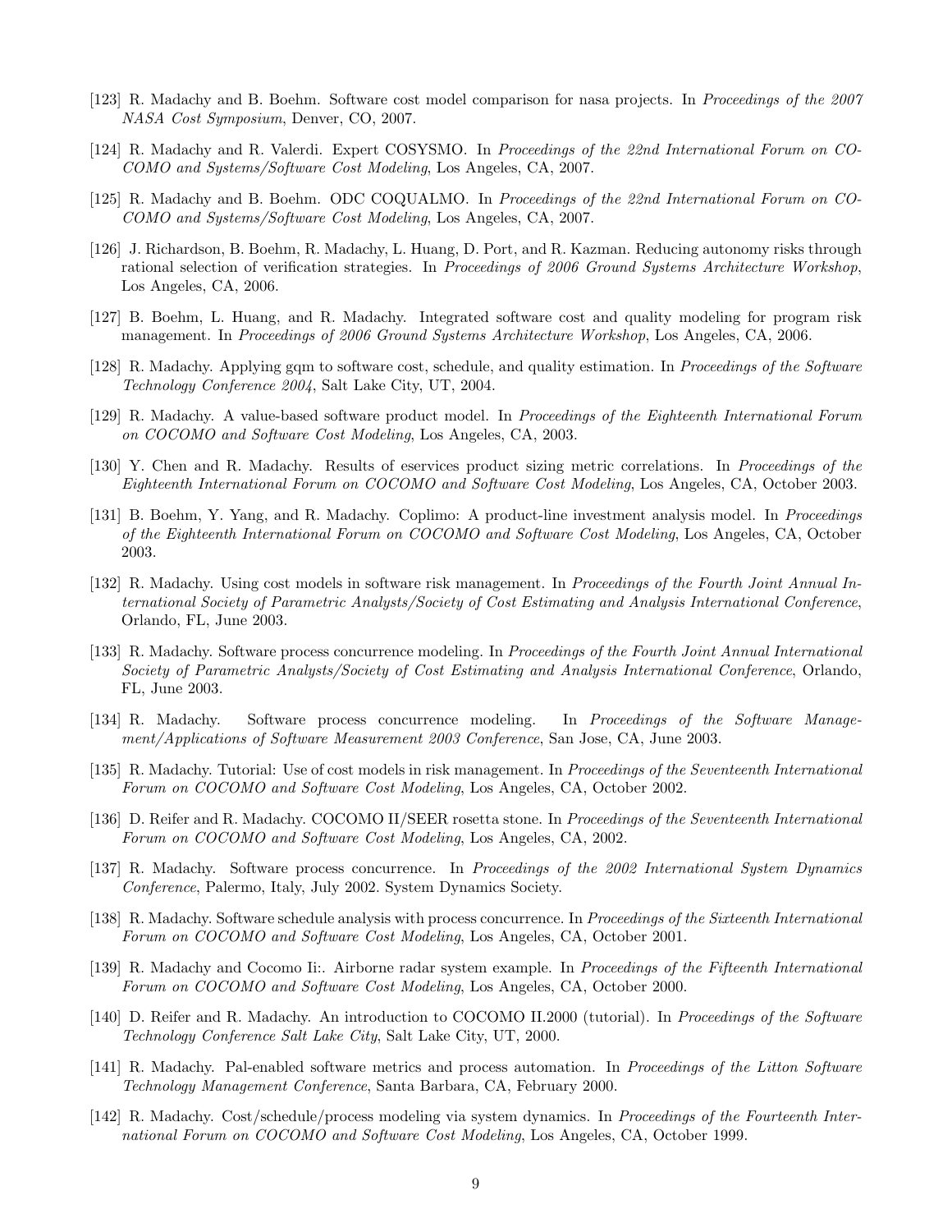[123] R. Madachy and B. Boehm. Software cost model comparison for nasa projects. In *Proceedings of the 2007 NASA Cost Symposium*, Denver, CO, 2007.

[124] R. Madachy and R. Valerdi. Expert COSYSMO. In *Proceedings of the 22nd International Forum on COCOMO and Systems/Software Cost Modeling*, Los Angeles, CA, 2007.

[125] R. Madachy and B. Boehm. ODC COQUALMO. In *Proceedings of the 22nd International Forum on COCOMO and Systems/Software Cost Modeling*, Los Angeles, CA, 2007.

[126] J. Richardson, B. Boehm, R. Madachy, L. Huang, D. Port, and R. Kazman. Reducing autonomy risks through rational selection of verification strategies. In *Proceedings of 2006 Ground Systems Architecture Workshop*, Los Angeles, CA, 2006.

[127] B. Boehm, L. Huang, and R. Madachy. Integrated software cost and quality modeling for program risk management. In *Proceedings of 2006 Ground Systems Architecture Workshop*, Los Angeles, CA, 2006.

[128] R. Madachy. Applying gqm to software cost, schedule, and quality estimation. In *Proceedings of the Software Technology Conference 2004*, Salt Lake City, UT, 2004.

[129] R. Madachy. A value-based software product model. In *Proceedings of the Eighteenth International Forum on COCOMO and Software Cost Modeling*, Los Angeles, CA, 2003.

[130] Y. Chen and R. Madachy. Results of eservices product sizing metric correlations. In *Proceedings of the Eighteenth International Forum on COCOMO and Software Cost Modeling*, Los Angeles, CA, October 2003.

[131] B. Boehm, Y. Yang, and R. Madachy. Coplimo: A product-line investment analysis model. In *Proceedings of the Eighteenth International Forum on COCOMO and Software Cost Modeling*, Los Angeles, CA, October 2003.

[132] R. Madachy. Using cost models in software risk management. In *Proceedings of the Fourth Joint Annual International Society of Parametric Analysts/Society of Cost Estimating and Analysis International Conference*, Orlando, FL, June 2003.

[133] R. Madachy. Software process concurrence modeling. In *Proceedings of the Fourth Joint Annual International Society of Parametric Analysts/Society of Cost Estimating and Analysis International Conference*, Orlando, FL, June 2003.

[134] R. Madachy. Software process concurrence modeling. In *Proceedings of the Software Management/Applications of Software Measurement 2003 Conference*, San Jose, CA, June 2003.

[135] R. Madachy. Tutorial: Use of cost models in risk management. In *Proceedings of the Seventeenth International Forum on COCOMO and Software Cost Modeling*, Los Angeles, CA, October 2002.

[136] D. Reifer and R. Madachy. COCOMO II/SEER rosetta stone. In *Proceedings of the Seventeenth International Forum on COCOMO and Software Cost Modeling*, Los Angeles, CA, 2002.

[137] R. Madachy. Software process concurrence. In *Proceedings of the 2002 International System Dynamics Conference*, Palermo, Italy, July 2002. System Dynamics Society.

[138] R. Madachy. Software schedule analysis with process concurrence. In *Proceedings of the Sixteenth International Forum on COCOMO and Software Cost Modeling*, Los Angeles, CA, October 2001.

[139] R. Madachy and Cocomo Ii:. Airborne radar system example. In *Proceedings of the Fifteenth International Forum on COCOMO and Software Cost Modeling*, Los Angeles, CA, October 2000.

[140] D. Reifer and R. Madachy. An introduction to COCOMO II.2000 (tutorial). In *Proceedings of the Software Technology Conference Salt Lake City*, Salt Lake City, UT, 2000.

[141] R. Madachy. Pal-enabled software metrics and process automation. In *Proceedings of the Litton Software Technology Management Conference*, Santa Barbara, CA, February 2000.

[142] R. Madachy. Cost/schedule/process modeling via system dynamics. In *Proceedings of the Fourteenth International Forum on COCOMO and Software Cost Modeling*, Los Angeles, CA, October 1999.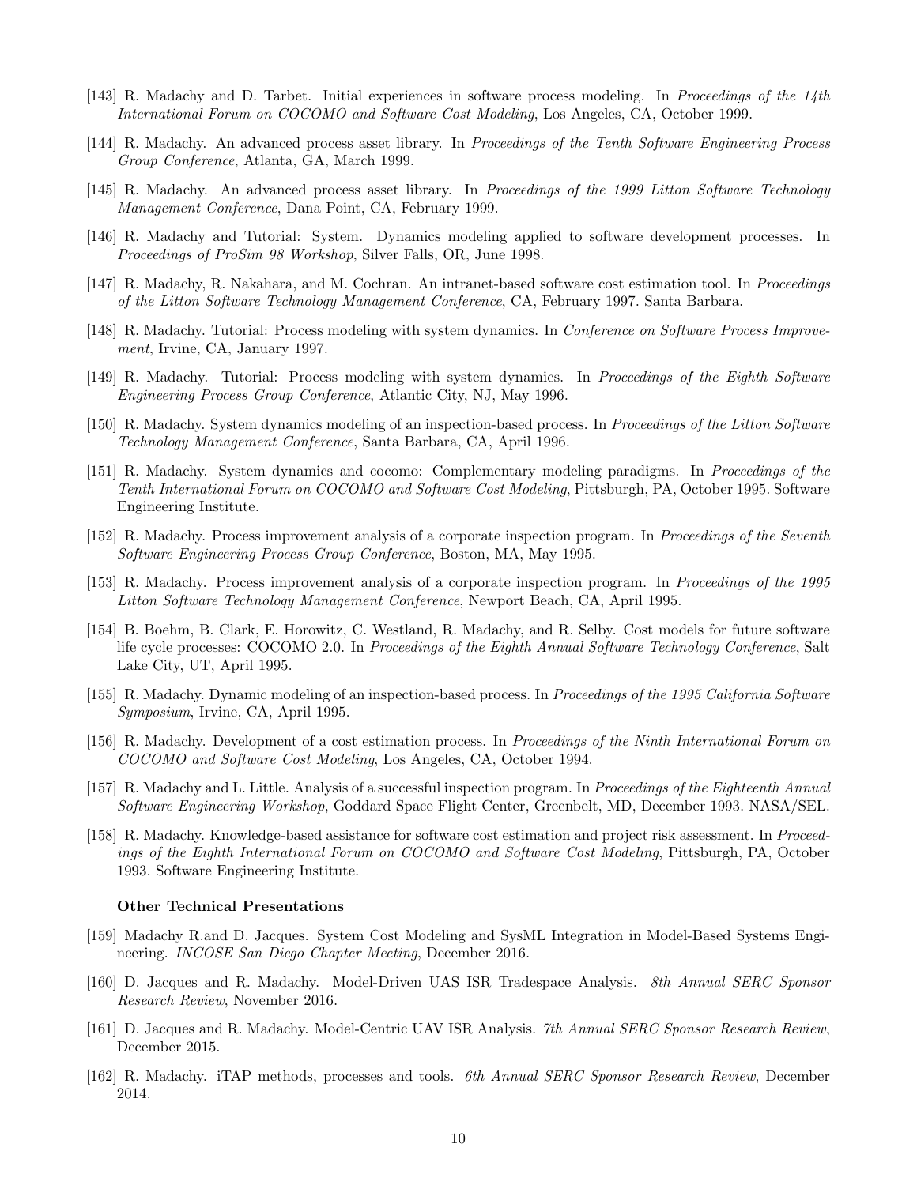[143] R. Madachy and D. Tarbet. Initial experiences in software process modeling. In *Proceedings of the 14th International Forum on COCOMO and Software Cost Modeling*, Los Angeles, CA, October 1999.

[144] R. Madachy. An advanced process asset library. In *Proceedings of the Tenth Software Engineering Process Group Conference*, Atlanta, GA, March 1999.

[145] R. Madachy. An advanced process asset library. In *Proceedings of the 1999 Litton Software Technology Management Conference*, Dana Point, CA, February 1999.

[146] R. Madachy and Tutorial: System. Dynamics modeling applied to software development processes. In *Proceedings of ProSim 98 Workshop*, Silver Falls, OR, June 1998.

[147] R. Madachy, R. Nakahara, and M. Cochran. An intranet-based software cost estimation tool. In *Proceedings of the Litton Software Technology Management Conference*, CA, February 1997. Santa Barbara.

[148] R. Madachy. Tutorial: Process modeling with system dynamics. In *Conference on Software Process Improvement*, Irvine, CA, January 1997.

[149] R. Madachy. Tutorial: Process modeling with system dynamics. In *Proceedings of the Eighth Software Engineering Process Group Conference*, Atlantic City, NJ, May 1996.

[150] R. Madachy. System dynamics modeling of an inspection-based process. In *Proceedings of the Litton Software Technology Management Conference*, Santa Barbara, CA, April 1996.

[151] R. Madachy. System dynamics and cocomo: Complementary modeling paradigms. In *Proceedings of the Tenth International Forum on COCOMO and Software Cost Modeling*, Pittsburgh, PA, October 1995. Software Engineering Institute.

[152] R. Madachy. Process improvement analysis of a corporate inspection program. In *Proceedings of the Seventh Software Engineering Process Group Conference*, Boston, MA, May 1995.

[153] R. Madachy. Process improvement analysis of a corporate inspection program. In *Proceedings of the 1995 Litton Software Technology Management Conference*, Newport Beach, CA, April 1995.

[154] B. Boehm, B. Clark, E. Horowitz, C. Westland, R. Madachy, and R. Selby. Cost models for future software life cycle processes: COCOMO 2.0. In *Proceedings of the Eighth Annual Software Technology Conference*, Salt Lake City, UT, April 1995.

[155] R. Madachy. Dynamic modeling of an inspection-based process. In *Proceedings of the 1995 California Software Symposium*, Irvine, CA, April 1995.

[156] R. Madachy. Development of a cost estimation process. In *Proceedings of the Ninth International Forum on COCOMO and Software Cost Modeling*, Los Angeles, CA, October 1994.

[157] R. Madachy and L. Little. Analysis of a successful inspection program. In *Proceedings of the Eighteenth Annual Software Engineering Workshop*, Goddard Space Flight Center, Greenbelt, MD, December 1993. NASA/SEL.

[158] R. Madachy. Knowledge-based assistance for software cost estimation and project risk assessment. In *Proceedings of the Eighth International Forum on COCOMO and Software Cost Modeling*, Pittsburgh, PA, October 1993. Software Engineering Institute.

**Other Technical Presentations**

[159] Madachy R.and D. Jacques. System Cost Modeling and SysML Integration in Model-Based Systems Engineering. *INCOSE San Diego Chapter Meeting*, December 2016.

[160] D. Jacques and R. Madachy. Model-Driven UAS ISR Tradespace Analysis. *8th Annual SERC Sponsor Research Review*, November 2016.

[161] D. Jacques and R. Madachy. Model-Centric UAV ISR Analysis. *7th Annual SERC Sponsor Research Review*, December 2015.

[162] R. Madachy. iTAP methods, processes and tools. *6th Annual SERC Sponsor Research Review*, December 2014.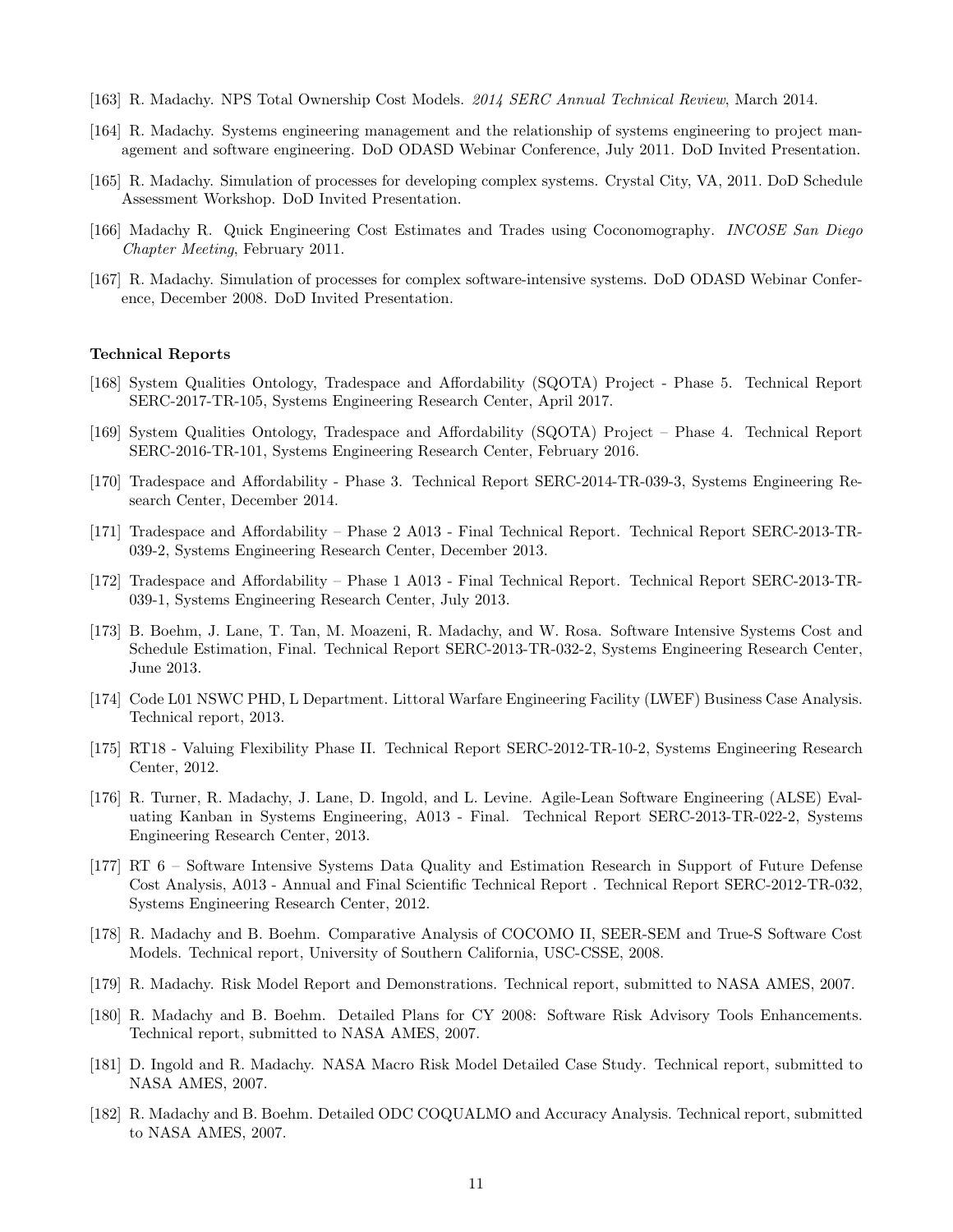[163] R. Madachy. NPS Total Ownership Cost Models. *2014 SERC Annual Technical Review*, March 2014.

[164] R. Madachy. Systems engineering management and the relationship of systems engineering to project management and software engineering. DoD ODASD Webinar Conference, July 2011. DoD Invited Presentation.

[165] R. Madachy. Simulation of processes for developing complex systems. Crystal City, VA, 2011. DoD Schedule Assessment Workshop. DoD Invited Presentation.

[166] Madachy R. Quick Engineering Cost Estimates and Trades using Coconomography. *INCOSE San Diego Chapter Meeting*, February 2011.

[167] R. Madachy. Simulation of processes for complex software-intensive systems. DoD ODASD Webinar Conference, December 2008. DoD Invited Presentation.

**Technical Reports**

[168] System Qualities Ontology, Tradespace and Affordability (SQOTA) Project - Phase 5. Technical Report SERC-2017-TR-105, Systems Engineering Research Center, April 2017.

[169] System Qualities Ontology, Tradespace and Affordability (SQOTA) Project – Phase 4. Technical Report SERC-2016-TR-101, Systems Engineering Research Center, February 2016.

[170] Tradespace and Affordability - Phase 3. Technical Report SERC-2014-TR-039-3, Systems Engineering Research Center, December 2014.

[171] Tradespace and Affordability – Phase 2 A013 - Final Technical Report. Technical Report SERC-2013-TR-039-2, Systems Engineering Research Center, December 2013.

[172] Tradespace and Affordability – Phase 1 A013 - Final Technical Report. Technical Report SERC-2013-TR-039-1, Systems Engineering Research Center, July 2013.

[173] B. Boehm, J. Lane, T. Tan, M. Moazeni, R. Madachy, and W. Rosa. Software Intensive Systems Cost and Schedule Estimation, Final. Technical Report SERC-2013-TR-032-2, Systems Engineering Research Center, June 2013.

[174] Code L01 NSWC PHD, L Department. Littoral Warfare Engineering Facility (LWEF) Business Case Analysis. Technical report, 2013.

[175] RT18 - Valuing Flexibility Phase II. Technical Report SERC-2012-TR-10-2, Systems Engineering Research Center, 2012.

[176] R. Turner, R. Madachy, J. Lane, D. Ingold, and L. Levine. Agile-Lean Software Engineering (ALSE) Evaluating Kanban in Systems Engineering, A013 - Final. Technical Report SERC-2013-TR-022-2, Systems Engineering Research Center, 2013.

[177] RT 6 – Software Intensive Systems Data Quality and Estimation Research in Support of Future Defense Cost Analysis, A013 - Annual and Final Scientific Technical Report . Technical Report SERC-2012-TR-032, Systems Engineering Research Center, 2012.

[178] R. Madachy and B. Boehm. Comparative Analysis of COCOMO II, SEER-SEM and True-S Software Cost Models. Technical report, University of Southern California, USC-CSSE, 2008.

[179] R. Madachy. Risk Model Report and Demonstrations. Technical report, submitted to NASA AMES, 2007.

[180] R. Madachy and B. Boehm. Detailed Plans for CY 2008: Software Risk Advisory Tools Enhancements. Technical report, submitted to NASA AMES, 2007.

[181] D. Ingold and R. Madachy. NASA Macro Risk Model Detailed Case Study. Technical report, submitted to NASA AMES, 2007.

[182] R. Madachy and B. Boehm. Detailed ODC COQUALMO and Accuracy Analysis. Technical report, submitted to NASA AMES, 2007.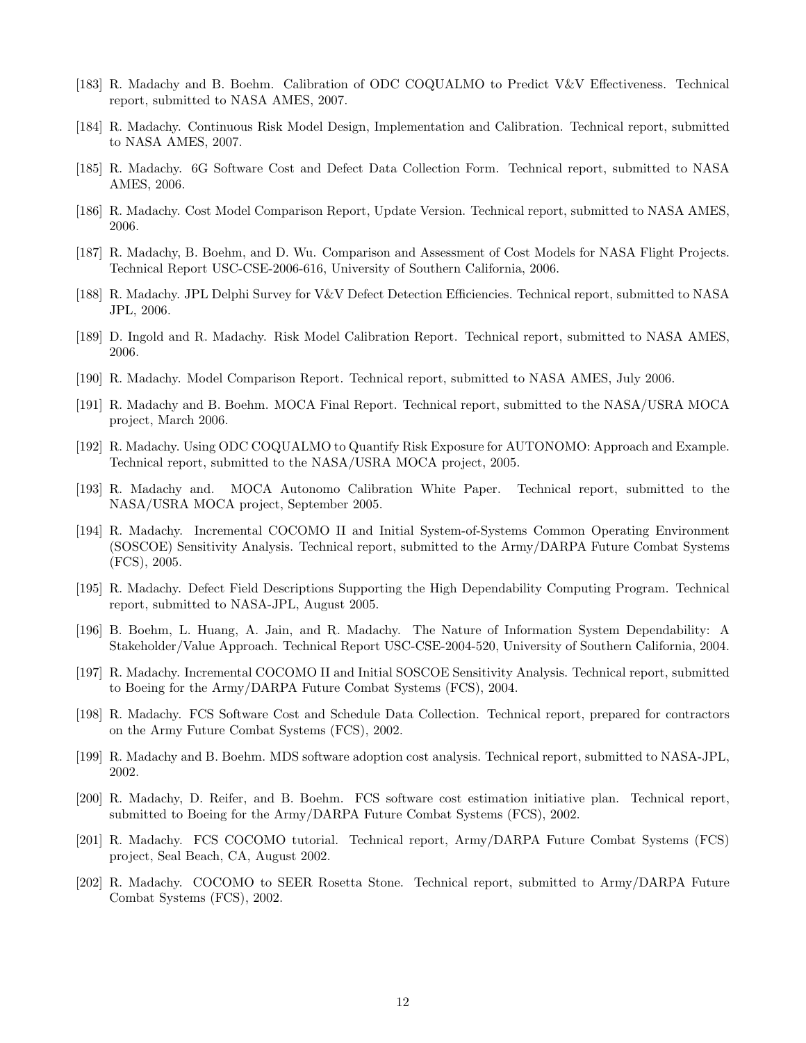[183] R. Madachy and B. Boehm. Calibration of ODC COQUALMO to Predict V&V Effectiveness. Technical report, submitted to NASA AMES, 2007.

[184] R. Madachy. Continuous Risk Model Design, Implementation and Calibration. Technical report, submitted to NASA AMES, 2007.

[185] R. Madachy. 6G Software Cost and Defect Data Collection Form. Technical report, submitted to NASA AMES, 2006.

[186] R. Madachy. Cost Model Comparison Report, Update Version. Technical report, submitted to NASA AMES, 2006.

[187] R. Madachy, B. Boehm, and D. Wu. Comparison and Assessment of Cost Models for NASA Flight Projects. Technical Report USC-CSE-2006-616, University of Southern California, 2006.

[188] R. Madachy. JPL Delphi Survey for V&V Defect Detection Efficiencies. Technical report, submitted to NASA JPL, 2006.

[189] D. Ingold and R. Madachy. Risk Model Calibration Report. Technical report, submitted to NASA AMES, 2006.

[190] R. Madachy. Model Comparison Report. Technical report, submitted to NASA AMES, July 2006.

[191] R. Madachy and B. Boehm. MOCA Final Report. Technical report, submitted to the NASA/USRA MOCA project, March 2006.

[192] R. Madachy. Using ODC COQUALMO to Quantify Risk Exposure for AUTONOMO: Approach and Example. Technical report, submitted to the NASA/USRA MOCA project, 2005.

[193] R. Madachy and. MOCA Autonomo Calibration White Paper. Technical report, submitted to the NASA/USRA MOCA project, September 2005.

[194] R. Madachy. Incremental COCOMO II and Initial System-of-Systems Common Operating Environment (SOSCOE) Sensitivity Analysis. Technical report, submitted to the Army/DARPA Future Combat Systems (FCS), 2005.

[195] R. Madachy. Defect Field Descriptions Supporting the High Dependability Computing Program. Technical report, submitted to NASA-JPL, August 2005.

[196] B. Boehm, L. Huang, A. Jain, and R. Madachy. The Nature of Information System Dependability: A Stakeholder/Value Approach. Technical Report USC-CSE-2004-520, University of Southern California, 2004.

[197] R. Madachy. Incremental COCOMO II and Initial SOSCOE Sensitivity Analysis. Technical report, submitted to Boeing for the Army/DARPA Future Combat Systems (FCS), 2004.

[198] R. Madachy. FCS Software Cost and Schedule Data Collection. Technical report, prepared for contractors on the Army Future Combat Systems (FCS), 2002.

[199] R. Madachy and B. Boehm. MDS software adoption cost analysis. Technical report, submitted to NASA-JPL, 2002.

[200] R. Madachy, D. Reifer, and B. Boehm. FCS software cost estimation initiative plan. Technical report, submitted to Boeing for the Army/DARPA Future Combat Systems (FCS), 2002.

[201] R. Madachy. FCS COCOMO tutorial. Technical report, Army/DARPA Future Combat Systems (FCS) project, Seal Beach, CA, August 2002.

[202] R. Madachy. COCOMO to SEER Rosetta Stone. Technical report, submitted to Army/DARPA Future Combat Systems (FCS), 2002.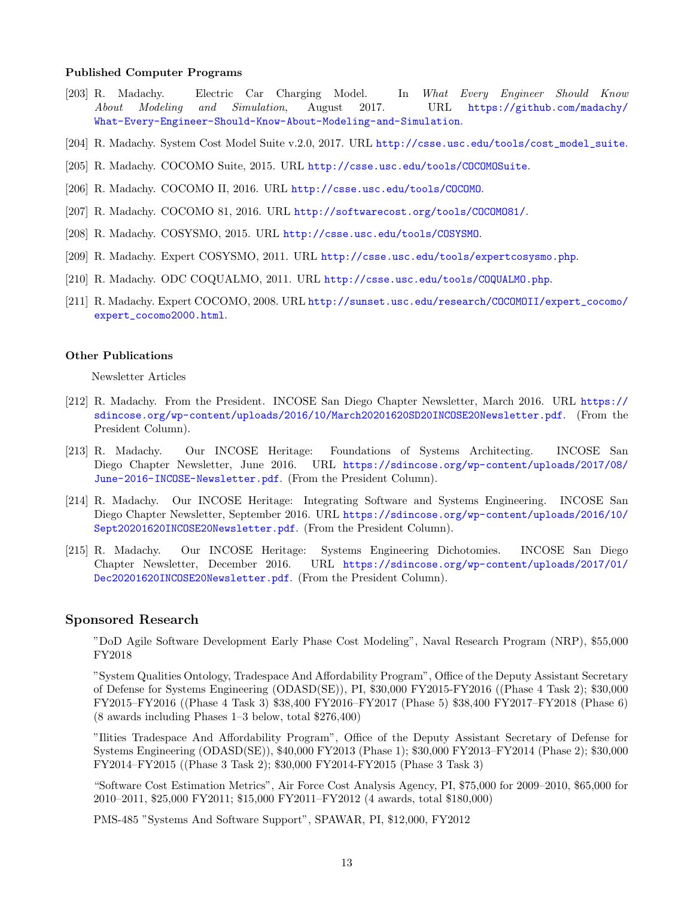### Published Computer Programs

[203] R. Madachy. Electric Car Charging Model. In *What Every Engineer Should Know About Modeling and Simulation*, August 2017. URL https://github.com/madachy/What-Every-Engineer-Should-Know-About-Modeling-and-Simulation.

[204] R. Madachy. System Cost Model Suite v.2.0, 2017. URL http://csse.usc.edu/tools/cost_model_suite.

[205] R. Madachy. COCOMO Suite, 2015. URL http://csse.usc.edu/tools/COCOMOSuite.

[206] R. Madachy. COCOMO II, 2016. URL http://csse.usc.edu/tools/COCOMO.

[207] R. Madachy. COCOMO 81, 2016. URL http://softwarecost.org/tools/COCOMO81/.

[208] R. Madachy. COSYSMO, 2015. URL http://csse.usc.edu/tools/COSYSMO.

[209] R. Madachy. Expert COSYSMO, 2011. URL http://csse.usc.edu/tools/expertcosysmo.php.

[210] R. Madachy. ODC COQUALMO, 2011. URL http://csse.usc.edu/tools/COQUALMO.php.

[211] R. Madachy. Expert COCOMO, 2008. URL http://sunset.usc.edu/research/COCOMOII/expert_cocomo/expert_cocomo2000.html.

### Other Publications

Newsletter Articles

[212] R. Madachy. From the President. INCOSE San Diego Chapter Newsletter, March 2016. URL https://sdincose.org/wp-content/uploads/2016/10/March20201620SD20INCOSE20Newsletter.pdf. (From the President Column).

[213] R. Madachy. Our INCOSE Heritage: Foundations of Systems Architecting. INCOSE San Diego Chapter Newsletter, June 2016. URL https://sdincose.org/wp-content/uploads/2017/08/June-2016-INCOSE-Newsletter.pdf. (From the President Column).

[214] R. Madachy. Our INCOSE Heritage: Integrating Software and Systems Engineering. INCOSE San Diego Chapter Newsletter, September 2016. URL https://sdincose.org/wp-content/uploads/2016/10/Sept20201620INCOSE20Newsletter.pdf. (From the President Column).

[215] R. Madachy. Our INCOSE Heritage: Systems Engineering Dichotomies. INCOSE San Diego Chapter Newsletter, December 2016. URL https://sdincose.org/wp-content/uploads/2017/01/Dec20201620INCOSE20Newsletter.pdf. (From the President Column).

## Sponsored Research

"DoD Agile Software Development Early Phase Cost Modeling", Naval Research Program (NRP), $55,000 FY2018

"System Qualities Ontology, Tradespace And Affordability Program", Office of the Deputy Assistant Secretary of Defense for Systems Engineering (ODASD(SE)), PI, $30,000 FY2015-FY2016 ((Phase 4 Task 2); $30,000 FY2015–FY2016 ((Phase 4 Task 3) $38,400 FY2016–FY2017 (Phase 5) $38,400 FY2017–FY2018 (Phase 6) (8 awards including Phases 1–3 below, total $276,400)

"Ilities Tradespace And Affordability Program", Office of the Deputy Assistant Secretary of Defense for Systems Engineering (ODASD(SE)), $40,000 FY2013 (Phase 1); $30,000 FY2013–FY2014 (Phase 2); $30,000 FY2014–FY2015 ((Phase 3 Task 2); $30,000 FY2014-FY2015 (Phase 3 Task 3)

"Software Cost Estimation Metrics", Air Force Cost Analysis Agency, PI, $75,000 for 2009–2010, $65,000 for 2010–2011, $25,000 FY2011; $15,000 FY2011–FY2012 (4 awards, total $180,000)

PMS-485 "Systems And Software Support", SPAWAR, PI, $12,000, FY2012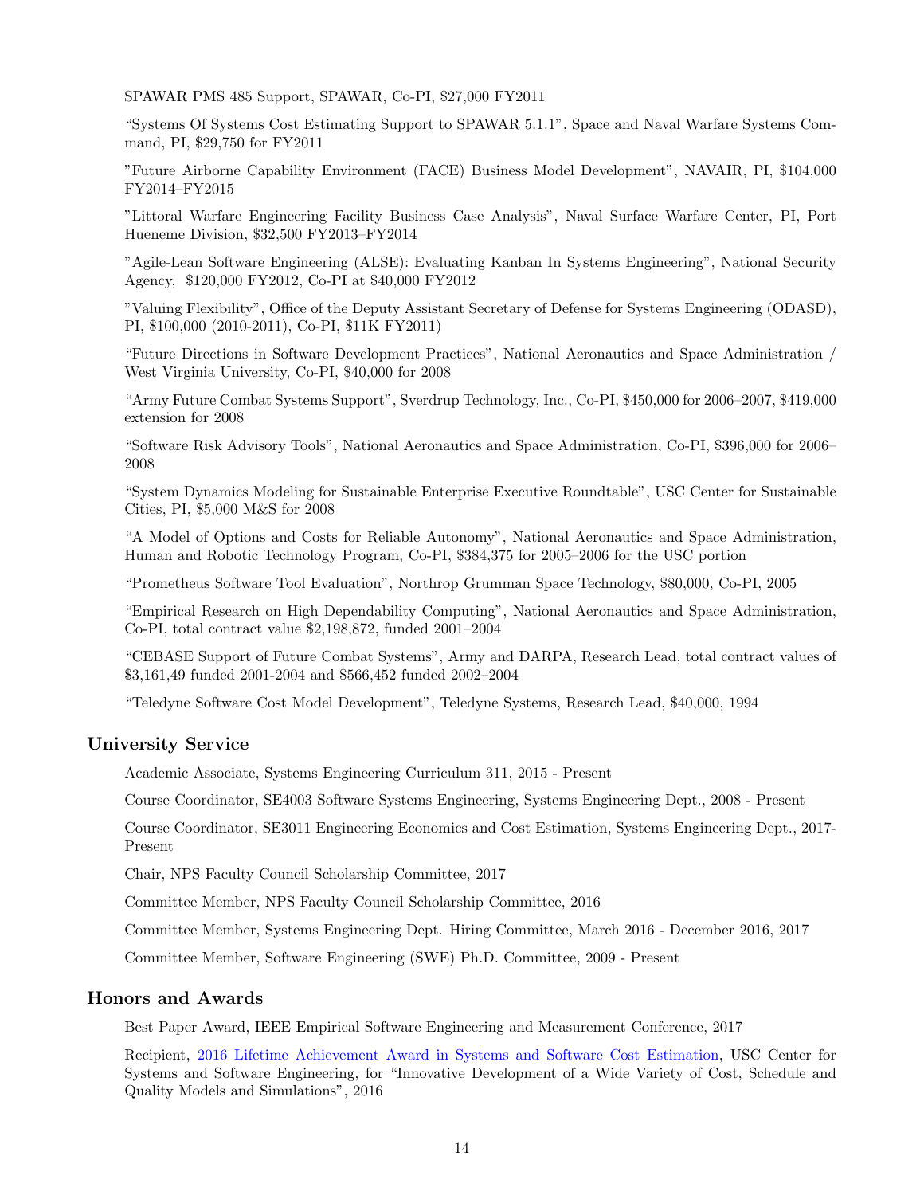SPAWAR PMS 485 Support, SPAWAR, Co-PI, $27,000 FY2011

"Systems Of Systems Cost Estimating Support to SPAWAR 5.1.1", Space and Naval Warfare Systems Command, PI, $29,750 for FY2011

"Future Airborne Capability Environment (FACE) Business Model Development", NAVAIR, PI, $104,000 FY2014–FY2015

"Littoral Warfare Engineering Facility Business Case Analysis", Naval Surface Warfare Center, PI, Port Hueneme Division, $32,500 FY2013–FY2014

"Agile-Lean Software Engineering (ALSE): Evaluating Kanban In Systems Engineering", National Security Agency, $120,000 FY2012, Co-PI at $40,000 FY2012

"Valuing Flexibility", Office of the Deputy Assistant Secretary of Defense for Systems Engineering (ODASD), PI, $100,000 (2010-2011), Co-PI, $11K FY2011)

"Future Directions in Software Development Practices", National Aeronautics and Space Administration / West Virginia University, Co-PI, $40,000 for 2008

"Army Future Combat Systems Support", Sverdrup Technology, Inc., Co-PI, $450,000 for 2006–2007, $419,000 extension for 2008

"Software Risk Advisory Tools", National Aeronautics and Space Administration, Co-PI, $396,000 for 2006–2008

"System Dynamics Modeling for Sustainable Enterprise Executive Roundtable", USC Center for Sustainable Cities, PI, $5,000 M&S for 2008

"A Model of Options and Costs for Reliable Autonomy", National Aeronautics and Space Administration, Human and Robotic Technology Program, Co-PI, $384,375 for 2005–2006 for the USC portion

"Prometheus Software Tool Evaluation", Northrop Grumman Space Technology, $80,000, Co-PI, 2005

"Empirical Research on High Dependability Computing", National Aeronautics and Space Administration, Co-PI, total contract value $2,198,872, funded 2001–2004

"CEBASE Support of Future Combat Systems", Army and DARPA, Research Lead, total contract values of $3,161,49 funded 2001-2004 and $566,452 funded 2002–2004

"Teledyne Software Cost Model Development", Teledyne Systems, Research Lead, $40,000, 1994

## University Service

Academic Associate, Systems Engineering Curriculum 311, 2015 - Present

Course Coordinator, SE4003 Software Systems Engineering, Systems Engineering Dept., 2008 - Present

Course Coordinator, SE3011 Engineering Economics and Cost Estimation, Systems Engineering Dept., 2017-Present

Chair, NPS Faculty Council Scholarship Committee, 2017

Committee Member, NPS Faculty Council Scholarship Committee, 2016

Committee Member, Systems Engineering Dept. Hiring Committee, March 2016 - December 2016, 2017

Committee Member, Software Engineering (SWE) Ph.D. Committee, 2009 - Present

## Honors and Awards

Best Paper Award, IEEE Empirical Software Engineering and Measurement Conference, 2017

Recipient, 2016 Lifetime Achievement Award in Systems and Software Cost Estimation, USC Center for Systems and Software Engineering, for "Innovative Development of a Wide Variety of Cost, Schedule and Quality Models and Simulations", 2016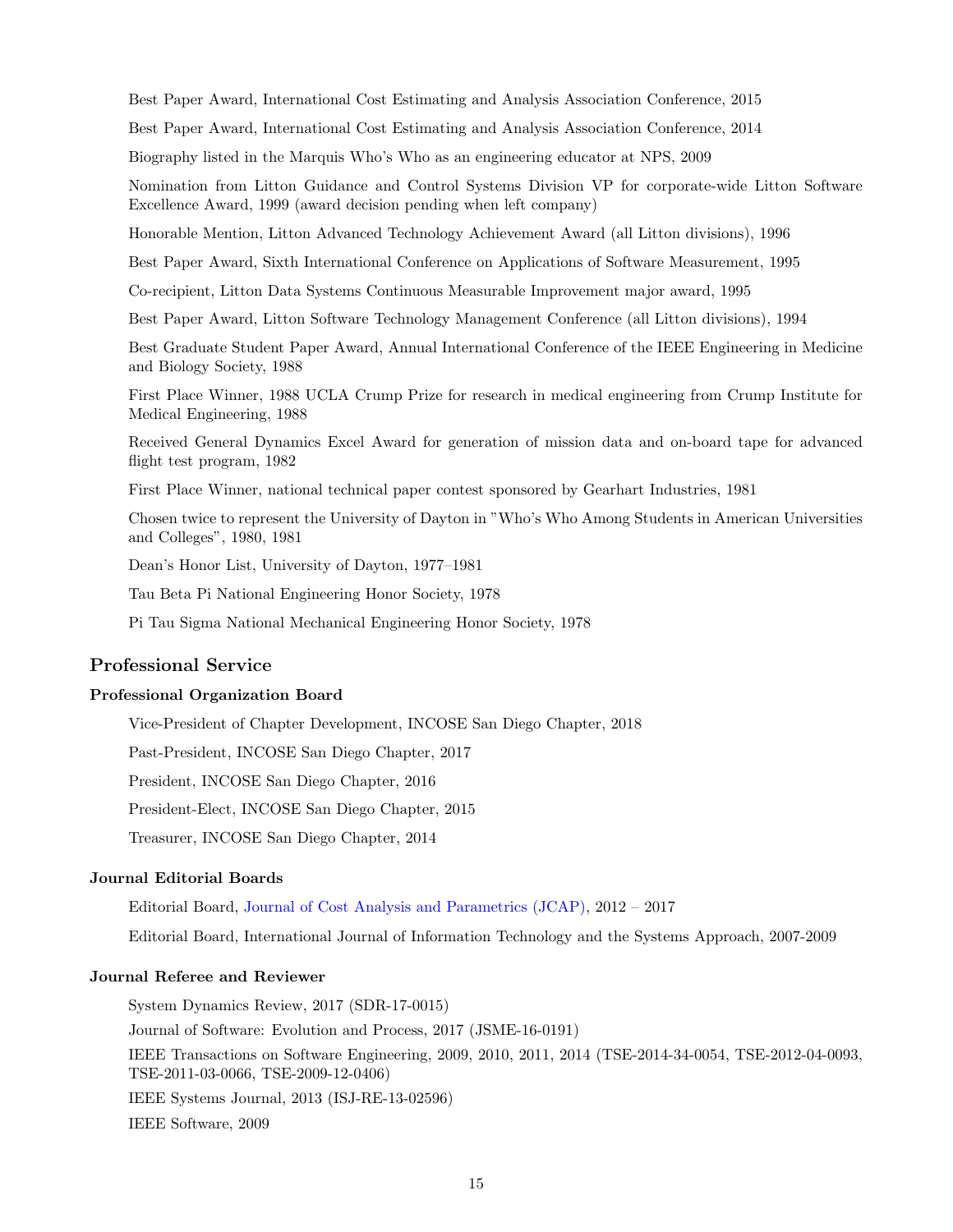Best Paper Award, International Cost Estimating and Analysis Association Conference, 2015

Best Paper Award, International Cost Estimating and Analysis Association Conference, 2014

Biography listed in the Marquis Who's Who as an engineering educator at NPS, 2009

Nomination from Litton Guidance and Control Systems Division VP for corporate-wide Litton Software Excellence Award, 1999 (award decision pending when left company)

Honorable Mention, Litton Advanced Technology Achievement Award (all Litton divisions), 1996

Best Paper Award, Sixth International Conference on Applications of Software Measurement, 1995

Co-recipient, Litton Data Systems Continuous Measurable Improvement major award, 1995

Best Paper Award, Litton Software Technology Management Conference (all Litton divisions), 1994

Best Graduate Student Paper Award, Annual International Conference of the IEEE Engineering in Medicine and Biology Society, 1988

First Place Winner, 1988 UCLA Crump Prize for research in medical engineering from Crump Institute for Medical Engineering, 1988

Received General Dynamics Excel Award for generation of mission data and on-board tape for advanced flight test program, 1982

First Place Winner, national technical paper contest sponsored by Gearhart Industries, 1981

Chosen twice to represent the University of Dayton in "Who's Who Among Students in American Universities and Colleges", 1980, 1981

Dean's Honor List, University of Dayton, 1977–1981

Tau Beta Pi National Engineering Honor Society, 1978

Pi Tau Sigma National Mechanical Engineering Honor Society, 1978

## Professional Service

### Professional Organization Board

Vice-President of Chapter Development, INCOSE San Diego Chapter, 2018

Past-President, INCOSE San Diego Chapter, 2017

President, INCOSE San Diego Chapter, 2016

President-Elect, INCOSE San Diego Chapter, 2015

Treasurer, INCOSE San Diego Chapter, 2014

### Journal Editorial Boards

Editorial Board, Journal of Cost Analysis and Parametrics (JCAP), 2012 – 2017

Editorial Board, International Journal of Information Technology and the Systems Approach, 2007-2009

### Journal Referee and Reviewer

System Dynamics Review, 2017 (SDR-17-0015)

Journal of Software: Evolution and Process, 2017 (JSME-16-0191)

IEEE Transactions on Software Engineering, 2009, 2010, 2011, 2014 (TSE-2014-34-0054, TSE-2012-04-0093, TSE-2011-03-0066, TSE-2009-12-0406)

IEEE Systems Journal, 2013 (ISJ-RE-13-02596)

IEEE Software, 2009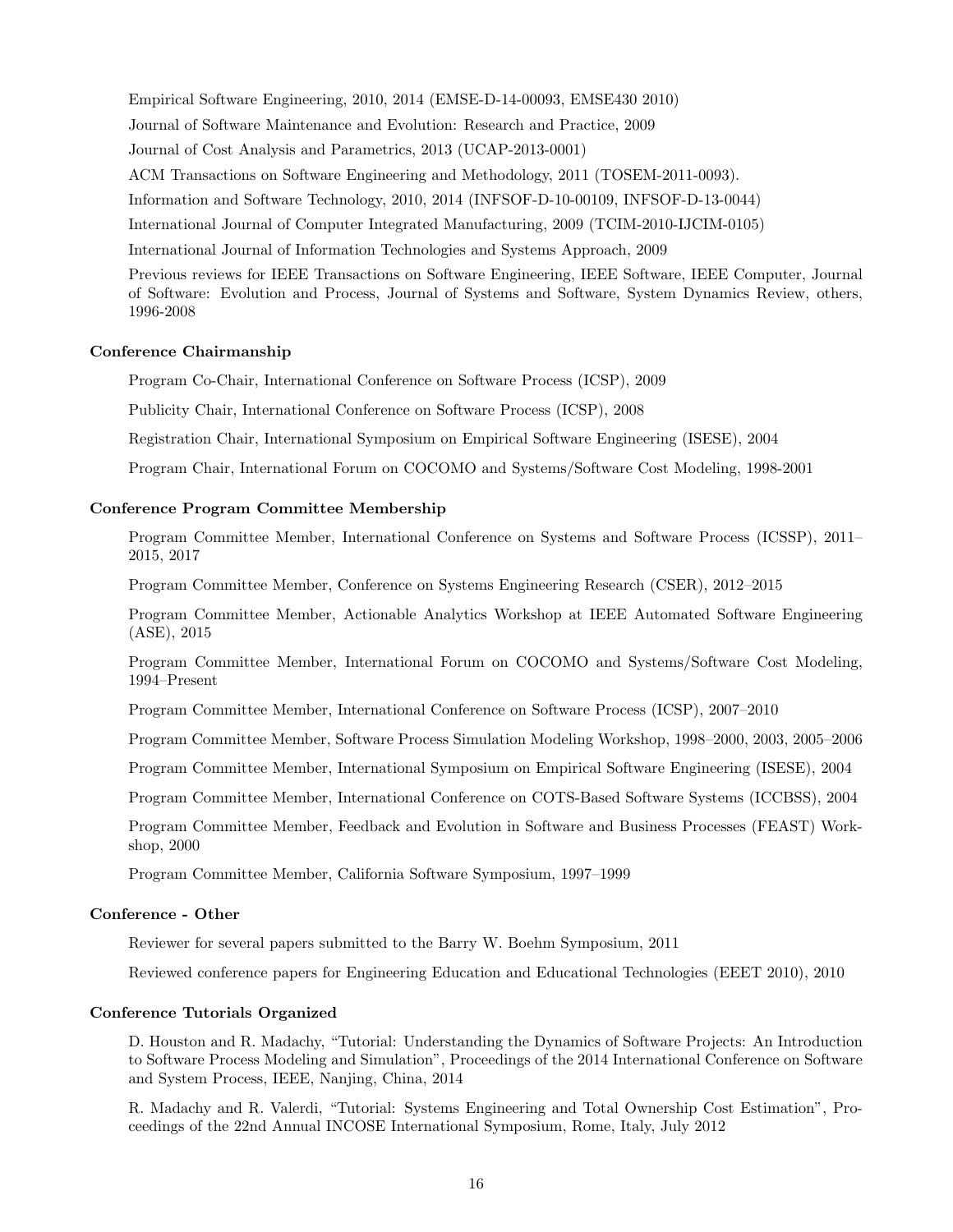Empirical Software Engineering, 2010, 2014 (EMSE-D-14-00093, EMSE430 2010)

Journal of Software Maintenance and Evolution: Research and Practice, 2009

Journal of Cost Analysis and Parametrics, 2013 (UCAP-2013-0001)

ACM Transactions on Software Engineering and Methodology, 2011 (TOSEM-2011-0093).

Information and Software Technology, 2010, 2014 (INFSOF-D-10-00109, INFSOF-D-13-0044)

International Journal of Computer Integrated Manufacturing, 2009 (TCIM-2010-IJCIM-0105)

International Journal of Information Technologies and Systems Approach, 2009

Previous reviews for IEEE Transactions on Software Engineering, IEEE Software, IEEE Computer, Journal of Software: Evolution and Process, Journal of Systems and Software, System Dynamics Review, others, 1996-2008

**Conference Chairmanship**

Program Co-Chair, International Conference on Software Process (ICSP), 2009

Publicity Chair, International Conference on Software Process (ICSP), 2008

Registration Chair, International Symposium on Empirical Software Engineering (ISESE), 2004

Program Chair, International Forum on COCOMO and Systems/Software Cost Modeling, 1998-2001

**Conference Program Committee Membership**

Program Committee Member, International Conference on Systems and Software Process (ICSSP), 2011–2015, 2017

Program Committee Member, Conference on Systems Engineering Research (CSER), 2012–2015

Program Committee Member, Actionable Analytics Workshop at IEEE Automated Software Engineering (ASE), 2015

Program Committee Member, International Forum on COCOMO and Systems/Software Cost Modeling, 1994–Present

Program Committee Member, International Conference on Software Process (ICSP), 2007–2010

Program Committee Member, Software Process Simulation Modeling Workshop, 1998–2000, 2003, 2005–2006

Program Committee Member, International Symposium on Empirical Software Engineering (ISESE), 2004

Program Committee Member, International Conference on COTS-Based Software Systems (ICCBSS), 2004

Program Committee Member, Feedback and Evolution in Software and Business Processes (FEAST) Workshop, 2000

Program Committee Member, California Software Symposium, 1997–1999

**Conference - Other**

Reviewer for several papers submitted to the Barry W. Boehm Symposium, 2011

Reviewed conference papers for Engineering Education and Educational Technologies (EEET 2010), 2010

**Conference Tutorials Organized**

D. Houston and R. Madachy, "Tutorial: Understanding the Dynamics of Software Projects: An Introduction to Software Process Modeling and Simulation", Proceedings of the 2014 International Conference on Software and System Process, IEEE, Nanjing, China, 2014

R. Madachy and R. Valerdi, "Tutorial: Systems Engineering and Total Ownership Cost Estimation", Proceedings of the 22nd Annual INCOSE International Symposium, Rome, Italy, July 2012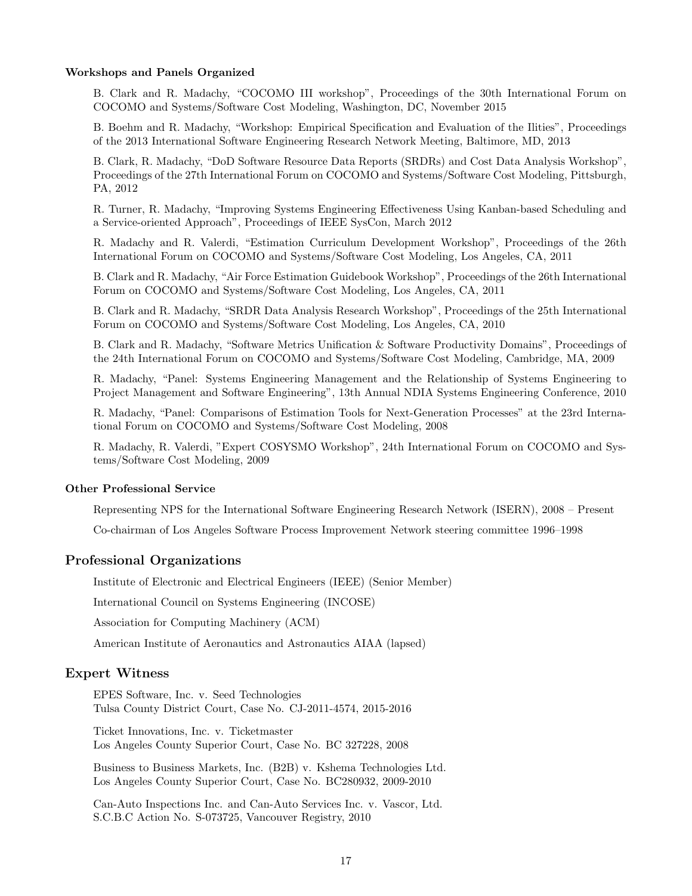#### Workshops and Panels Organized

B. Clark and R. Madachy, "COCOMO III workshop", Proceedings of the 30th International Forum on COCOMO and Systems/Software Cost Modeling, Washington, DC, November 2015

B. Boehm and R. Madachy, "Workshop: Empirical Specification and Evaluation of the Ilities", Proceedings of the 2013 International Software Engineering Research Network Meeting, Baltimore, MD, 2013

B. Clark, R. Madachy, "DoD Software Resource Data Reports (SRDRs) and Cost Data Analysis Workshop", Proceedings of the 27th International Forum on COCOMO and Systems/Software Cost Modeling, Pittsburgh, PA, 2012

R. Turner, R. Madachy, "Improving Systems Engineering Effectiveness Using Kanban-based Scheduling and a Service-oriented Approach", Proceedings of IEEE SysCon, March 2012

R. Madachy and R. Valerdi, "Estimation Curriculum Development Workshop", Proceedings of the 26th International Forum on COCOMO and Systems/Software Cost Modeling, Los Angeles, CA, 2011

B. Clark and R. Madachy, "Air Force Estimation Guidebook Workshop", Proceedings of the 26th International Forum on COCOMO and Systems/Software Cost Modeling, Los Angeles, CA, 2011

B. Clark and R. Madachy, "SRDR Data Analysis Research Workshop", Proceedings of the 25th International Forum on COCOMO and Systems/Software Cost Modeling, Los Angeles, CA, 2010

B. Clark and R. Madachy, "Software Metrics Unification & Software Productivity Domains", Proceedings of the 24th International Forum on COCOMO and Systems/Software Cost Modeling, Cambridge, MA, 2009

R. Madachy, "Panel: Systems Engineering Management and the Relationship of Systems Engineering to Project Management and Software Engineering", 13th Annual NDIA Systems Engineering Conference, 2010

R. Madachy, "Panel: Comparisons of Estimation Tools for Next-Generation Processes" at the 23rd International Forum on COCOMO and Systems/Software Cost Modeling, 2008

R. Madachy, R. Valerdi, "Expert COSYSMO Workshop", 24th International Forum on COCOMO and Systems/Software Cost Modeling, 2009

#### Other Professional Service

Representing NPS for the International Software Engineering Research Network (ISERN), 2008 – Present

Co-chairman of Los Angeles Software Process Improvement Network steering committee 1996–1998

## Professional Organizations

Institute of Electronic and Electrical Engineers (IEEE) (Senior Member)

International Council on Systems Engineering (INCOSE)

Association for Computing Machinery (ACM)

American Institute of Aeronautics and Astronautics AIAA (lapsed)

## Expert Witness

EPES Software, Inc. v. Seed Technologies
Tulsa County District Court, Case No. CJ-2011-4574, 2015-2016

Ticket Innovations, Inc. v. Ticketmaster
Los Angeles County Superior Court, Case No. BC 327228, 2008

Business to Business Markets, Inc. (B2B) v. Kshema Technologies Ltd.
Los Angeles County Superior Court, Case No. BC280932, 2009-2010

Can-Auto Inspections Inc. and Can-Auto Services Inc. v. Vascor, Ltd.
S.C.B.C Action No. S-073725, Vancouver Registry, 2010